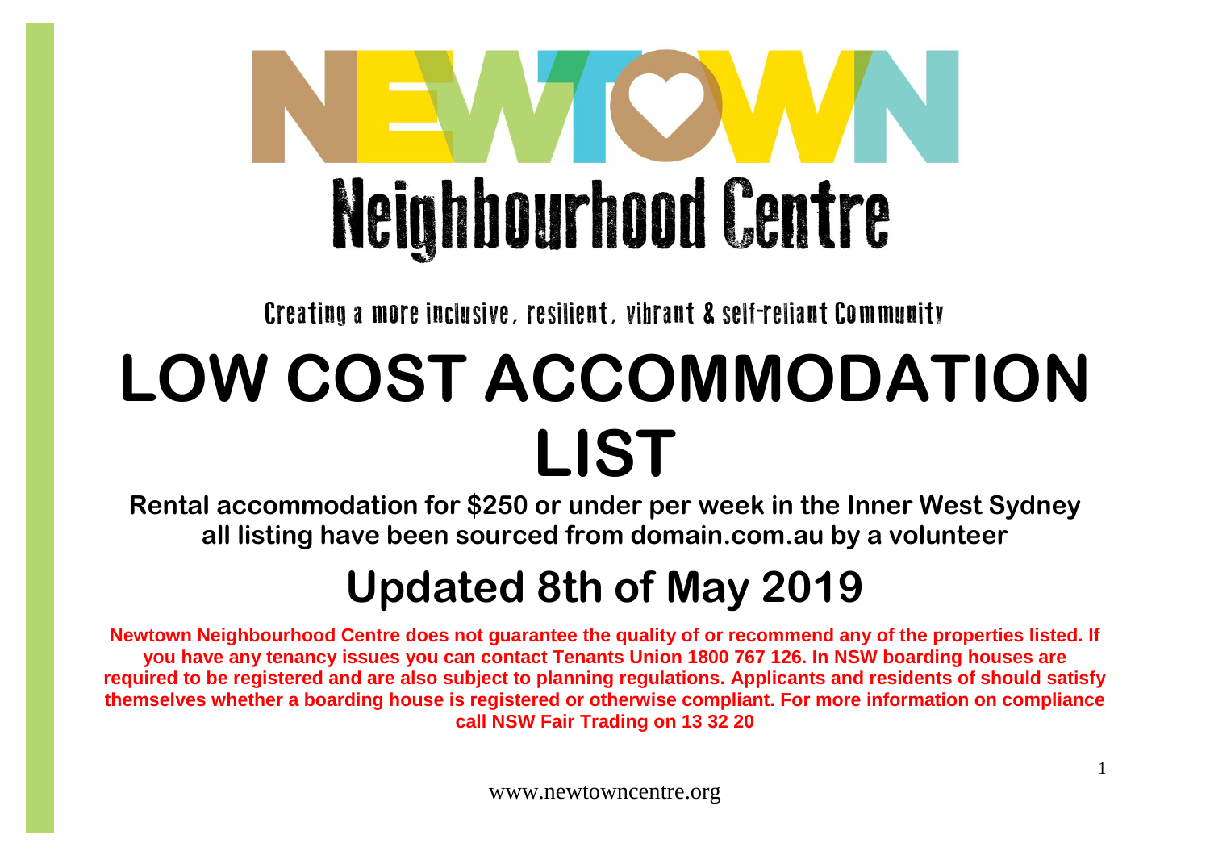# NEWTOWN Neighbourhood Centre

Creating a more inclusive, resilient, vibrant & self-reliant Community

# LOW COST ACCOMMODATION LIST

**Rental accommodation for $250 or under per week in the Inner West Sydney all listing have been sourced from domain.com.au by a volunteer**

## Updated 8th of May 2019

**Newtown Neighbourhood Centre does not guarantee the quality of or recommend any of the properties listed. If you have any tenancy issues you can contact Tenants Union 1800 767 126. In NSW boarding houses are required to be registered and are also subject to planning regulations. Applicants and residents of should satisfy themselves whether a boarding house is registered or otherwise compliant. For more information on compliance call NSW Fair Trading on 13 32 20**

www.newtowncentre.org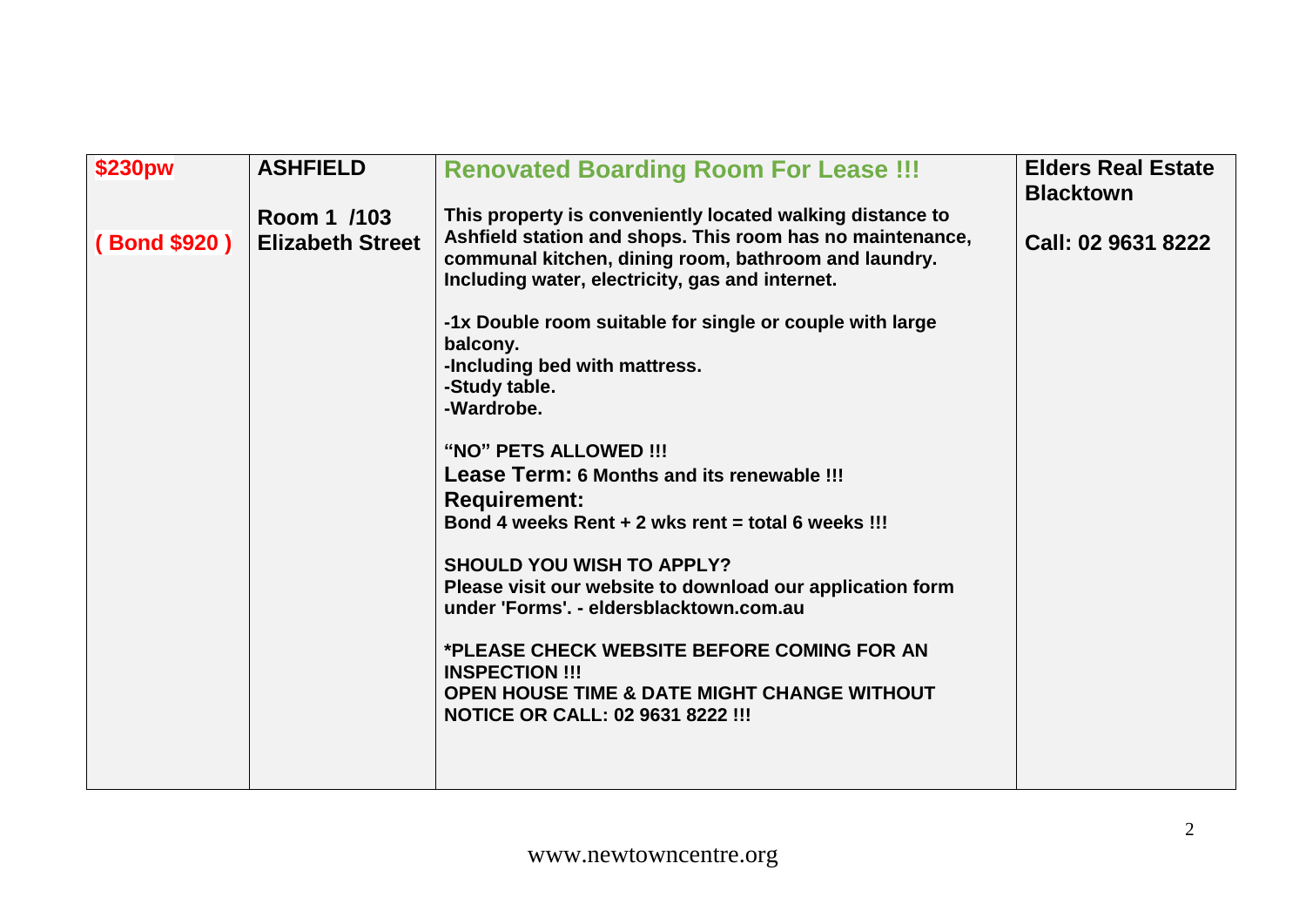| $230pw<br><br>( Bond $920 ) | ASHFIELD<br><br>Room 1 /103 Elizabeth Street | **Renovated Boarding Room For Lease !!!**<br><br>This property is conveniently located walking distance to Ashfield station and shops. This room has no maintenance, communal kitchen, dining room, bathroom and laundry. Including water, electricity, gas and internet.<br><br>-1x Double room suitable for single or couple with large balcony.<br>-Including bed with mattress.<br>-Study table.<br>-Wardrobe.<br><br>"NO" PETS ALLOWED !!!<br>Lease Term: 6 Months and its renewable !!!<br>Requirement:<br>Bond 4 weeks Rent + 2 wks rent = total 6 weeks !!!<br><br>SHOULD YOU WISH TO APPLY?<br>Please visit our website to download our application form under 'Forms'. - eldersblacktown.com.au<br><br>*PLEASE CHECK WEBSITE BEFORE COMING FOR AN INSPECTION !!!<br>OPEN HOUSE TIME & DATE MIGHT CHANGE WITHOUT NOTICE OR CALL: 02 9631 8222 !!! | Elders Real Estate Blacktown<br><br>Call: 02 9631 8222 |
|---|---|---|---|

www.newtowncentre.org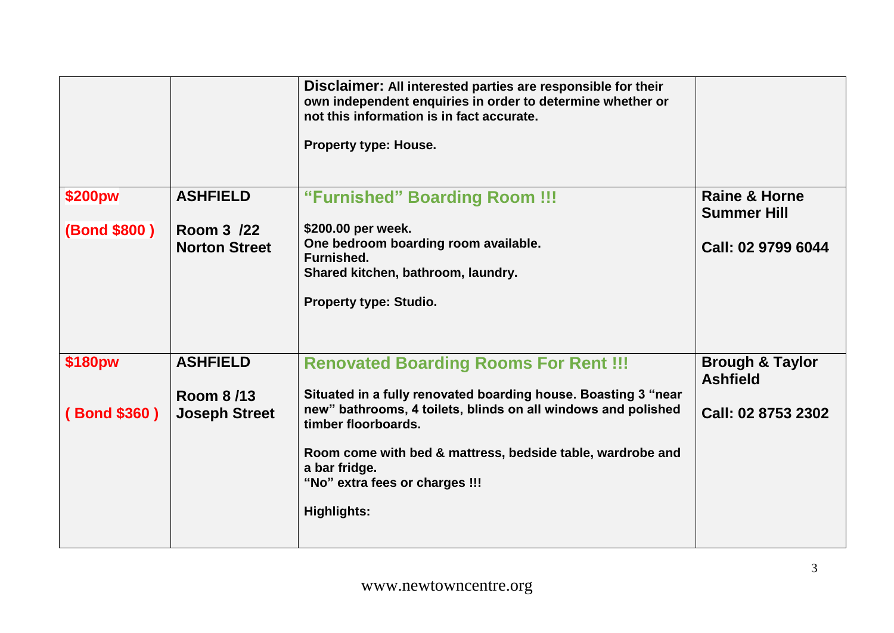| | | | |
|---|---|---|---|
| | | **Disclaimer: All interested parties are responsible for their own independent enquiries in order to determine whether or not this information is in fact accurate.**<br><br>**Property type: House.** | |
| **$200pw**<br><br>**(Bond $800 )** | **ASHFIELD**<br><br>**Room 3 /22 Norton Street** | **"Furnished" Boarding Room !!!**<br><br>**$200.00 per week.**<br>**One bedroom boarding room available.**<br>**Furnished.**<br>**Shared kitchen, bathroom, laundry.**<br><br>**Property type: Studio.** | **Raine & Horne Summer Hill**<br><br>**Call: 02 9799 6044** |
| **$180pw**<br><br>**( Bond $360 )** | **ASHFIELD**<br><br>**Room 8 /13 Joseph Street** | **Renovated Boarding Rooms For Rent !!!**<br><br>**Situated in a fully renovated boarding house. Boasting 3 "near new" bathrooms, 4 toilets, blinds on all windows and polished timber floorboards.**<br><br>**Room come with bed & mattress, bedside table, wardrobe and a bar fridge.**<br>**"No" extra fees or charges !!!**<br><br>**Highlights:** | **Brough & Taylor Ashfield**<br><br>**Call: 02 8753 2302** |

www.newtowncentre.org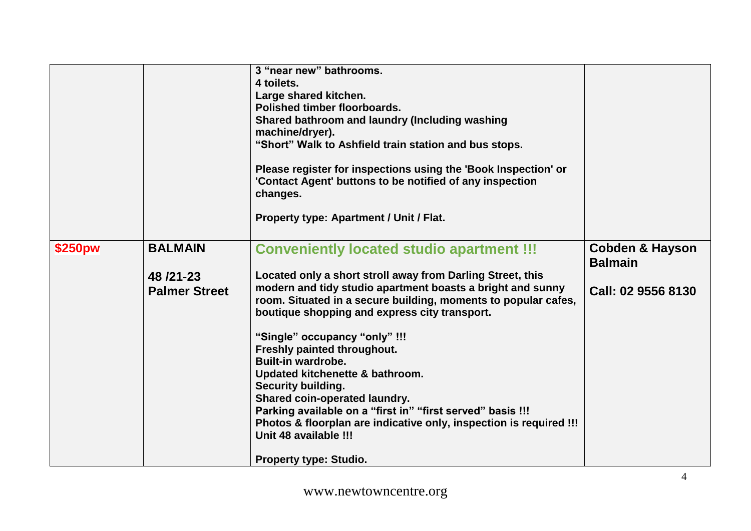| | | | |
|---|---|---|---|
| | | **3 "near new" bathrooms.**<br>**4 toilets.**<br>**Large shared kitchen.**<br>**Polished timber floorboards.**<br>**Shared bathroom and laundry (Including washing machine/dryer).**<br>**"Short" Walk to Ashfield train station and bus stops.**<br><br>**Please register for inspections using the 'Book Inspection' or 'Contact Agent' buttons to be notified of any inspection changes.**<br><br>**Property type: Apartment / Unit / Flat.** | |
| **$250pw** | **BALMAIN**<br><br>**48 /21-23 Palmer Street** | **Conveniently located studio apartment !!!**<br><br>**Located only a short stroll away from Darling Street, this modern and tidy studio apartment boasts a bright and sunny room. Situated in a secure building, moments to popular cafes, boutique shopping and express city transport.**<br><br>**"Single" occupancy "only" !!!**<br>**Freshly painted throughout.**<br>**Built-in wardrobe.**<br>**Updated kitchenette & bathroom.**<br>**Security building.**<br>**Shared coin-operated laundry.**<br>**Parking available on a "first in" "first served" basis !!!**<br>**Photos & floorplan are indicative only, inspection is required !!!**<br>**Unit 48 available !!!**<br><br>**Property type: Studio.** | **Cobden & Hayson Balmain**<br><br>**Call: 02 9556 8130** |

www.newtowncentre.org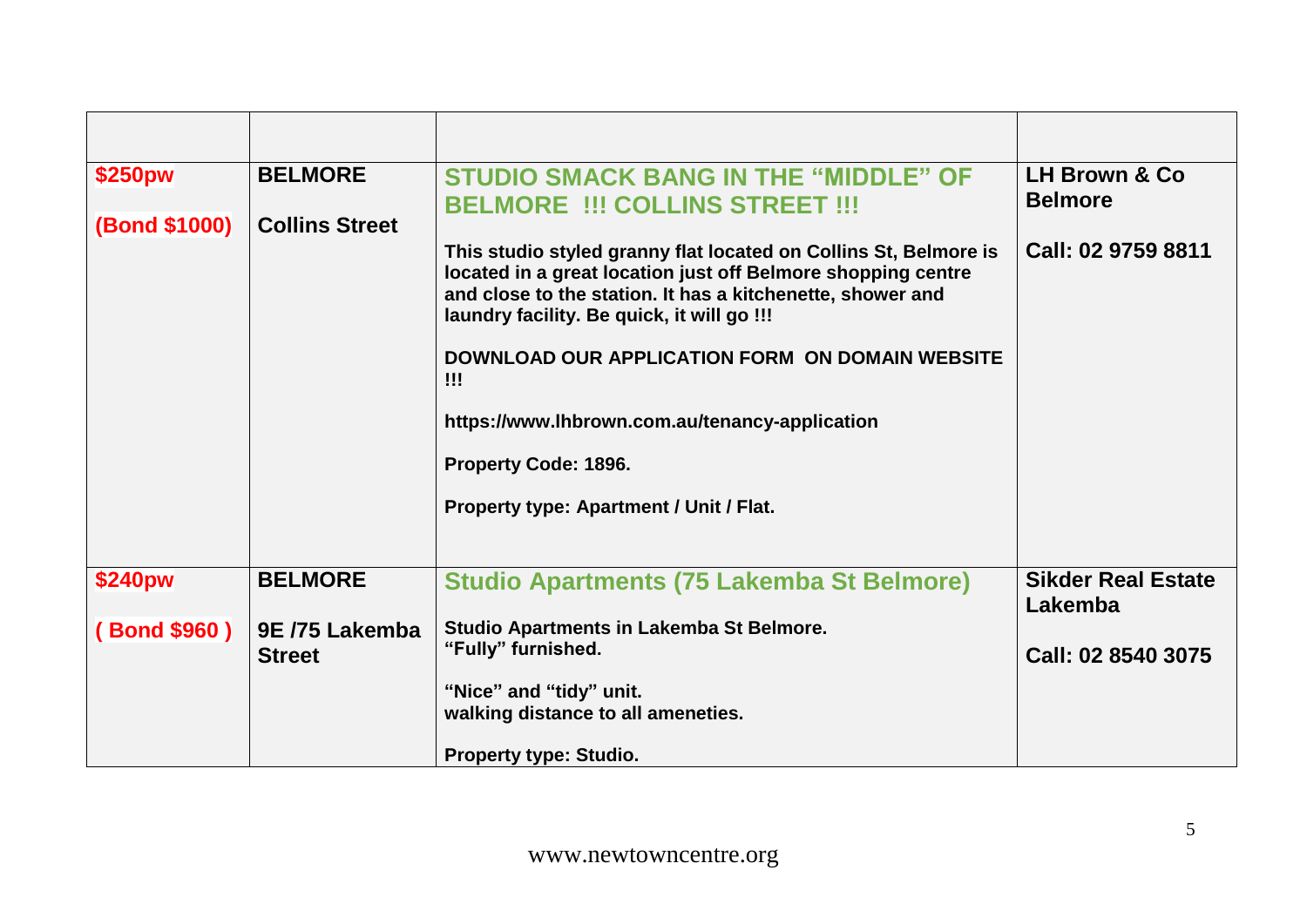| | | | |
|---|---|---|---|
| **$250pw**<br><br>**(Bond $1000)** | **BELMORE**<br><br>**Collins Street** | **STUDIO SMACK BANG IN THE "MIDDLE" OF BELMORE !!! COLLINS STREET !!!**<br><br>**This studio styled granny flat located on Collins St, Belmore is located in a great location just off Belmore shopping centre and close to the station. It has a kitchenette, shower and laundry facility. Be quick, it will go !!!**<br><br>**DOWNLOAD OUR APPLICATION FORM ON DOMAIN WEBSITE !!!**<br><br>**https://www.lhbrown.com.au/tenancy-application**<br><br>**Property Code: 1896.**<br><br>**Property type: Apartment / Unit / Flat.** | **LH Brown & Co Belmore**<br><br>**Call: 02 9759 8811** |
| **$240pw**<br><br>**( Bond $960 )** | **BELMORE**<br><br>**9E /75 Lakemba Street** | **Studio Apartments (75 Lakemba St Belmore)**<br><br>**Studio Apartments in Lakemba St Belmore.**<br>**"Fully" furnished.**<br><br>**"Nice" and "tidy" unit.**<br>**walking distance to all ameneties.**<br><br>**Property type: Studio.** | **Sikder Real Estate Lakemba**<br><br>**Call: 02 8540 3075** |

www.newtowncentre.org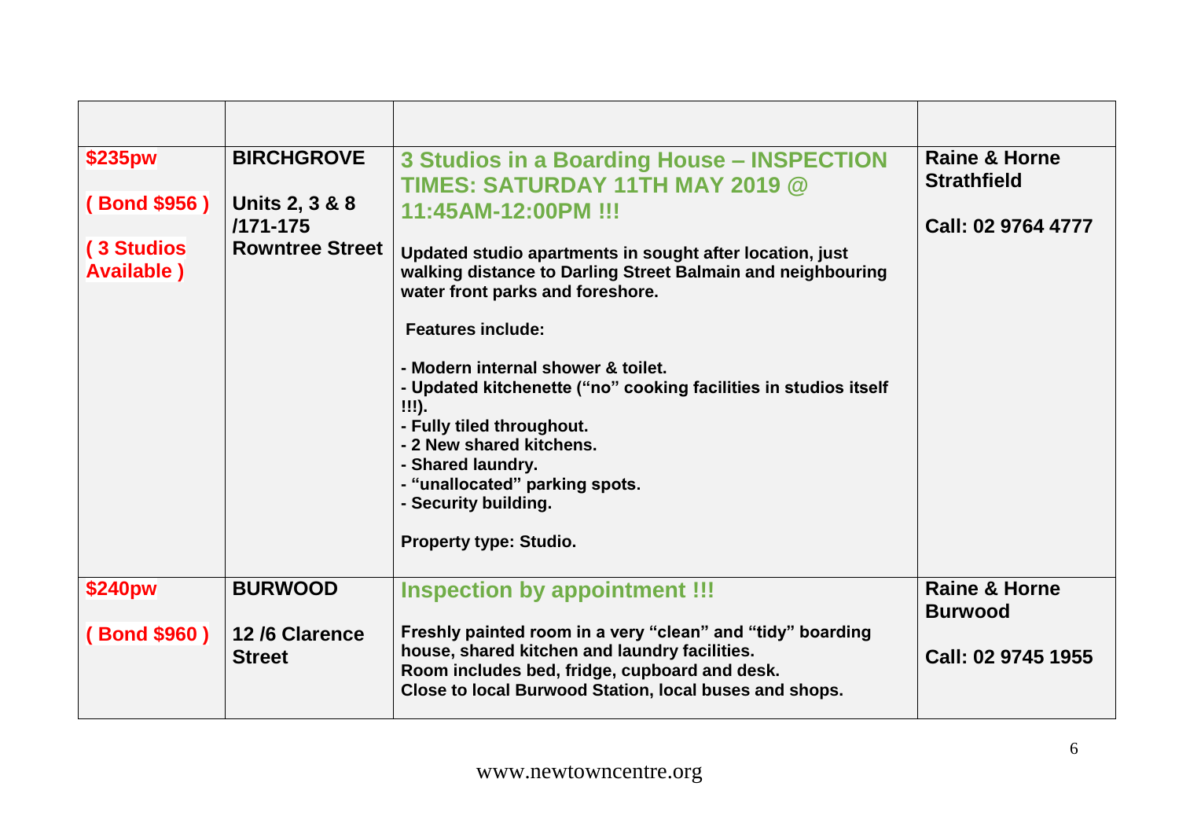| | | | |
|---|---|---|---|
| **$235pw**<br><br>**( Bond $956 )**<br><br>**( 3 Studios Available )** | **BIRCHGROVE**<br><br>**Units 2, 3 & 8 /171-175 Rowntree Street** | **3 Studios in a Boarding House – INSPECTION TIMES: SATURDAY 11TH MAY 2019 @ 11:45AM-12:00PM !!!**<br><br>**Updated studio apartments in sought after location, just walking distance to Darling Street Balmain and neighbouring water front parks and foreshore.**<br><br>**Features include:**<br><br>**- Modern internal shower & toilet.**<br>**- Updated kitchenette ("no" cooking facilities in studios itself !!!).**<br>**- Fully tiled throughout.**<br>**- 2 New shared kitchens.**<br>**- Shared laundry.**<br>**- "unallocated" parking spots.**<br>**- Security building.**<br><br>**Property type: Studio.** | **Raine & Horne Strathfield**<br><br>**Call: 02 9764 4777** |
| **$240pw**<br><br>**( Bond $960 )** | **BURWOOD**<br><br>**12 /6 Clarence Street** | **Inspection by appointment !!!**<br><br>**Freshly painted room in a very "clean" and "tidy" boarding house, shared kitchen and laundry facilities.**<br>**Room includes bed, fridge, cupboard and desk.**<br>**Close to local Burwood Station, local buses and shops.** | **Raine & Horne Burwood**<br><br>**Call: 02 9745 1955** |

www.newtowncentre.org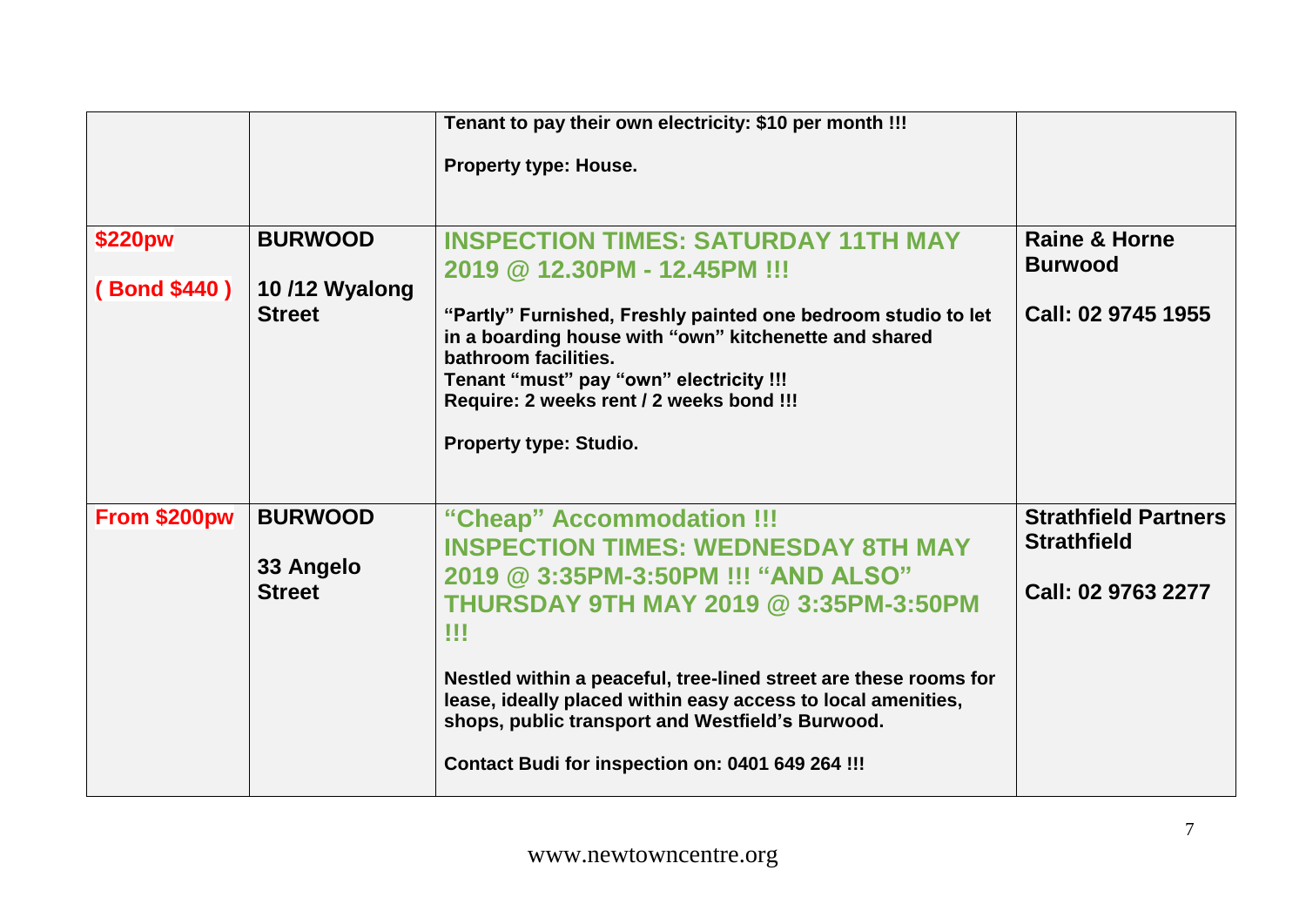| | | | |
|---|---|---|---|
| | | **Tenant to pay their own electricity: $10 per month !!!**<br><br>**Property type: House.** | |
| **$220pw**<br><br>**( Bond $440 )** | **BURWOOD**<br><br>**10 /12 Wyalong Street** | **INSPECTION TIMES: SATURDAY 11TH MAY 2019 @ 12.30PM - 12.45PM !!!**<br><br>**“Partly” Furnished, Freshly painted one bedroom studio to let in a boarding house with “own” kitchenette and shared bathroom facilities.**<br>**Tenant “must” pay “own” electricity !!!**<br>**Require: 2 weeks rent / 2 weeks bond !!!**<br><br>**Property type: Studio.** | **Raine & Horne Burwood**<br><br>**Call: 02 9745 1955** |
| **From $200pw** | **BURWOOD**<br><br>**33 Angelo Street** | **“Cheap” Accommodation !!!**<br>**INSPECTION TIMES: WEDNESDAY 8TH MAY 2019 @ 3:35PM-3:50PM !!! “AND ALSO” THURSDAY 9TH MAY 2019 @ 3:35PM-3:50PM !!!**<br><br>**Nestled within a peaceful, tree-lined street are these rooms for lease, ideally placed within easy access to local amenities, shops, public transport and Westfield’s Burwood.**<br><br>**Contact Budi for inspection on: 0401 649 264 !!!** | **Strathfield Partners Strathfield**<br><br>**Call: 02 9763 2277** |

www.newtowncentre.org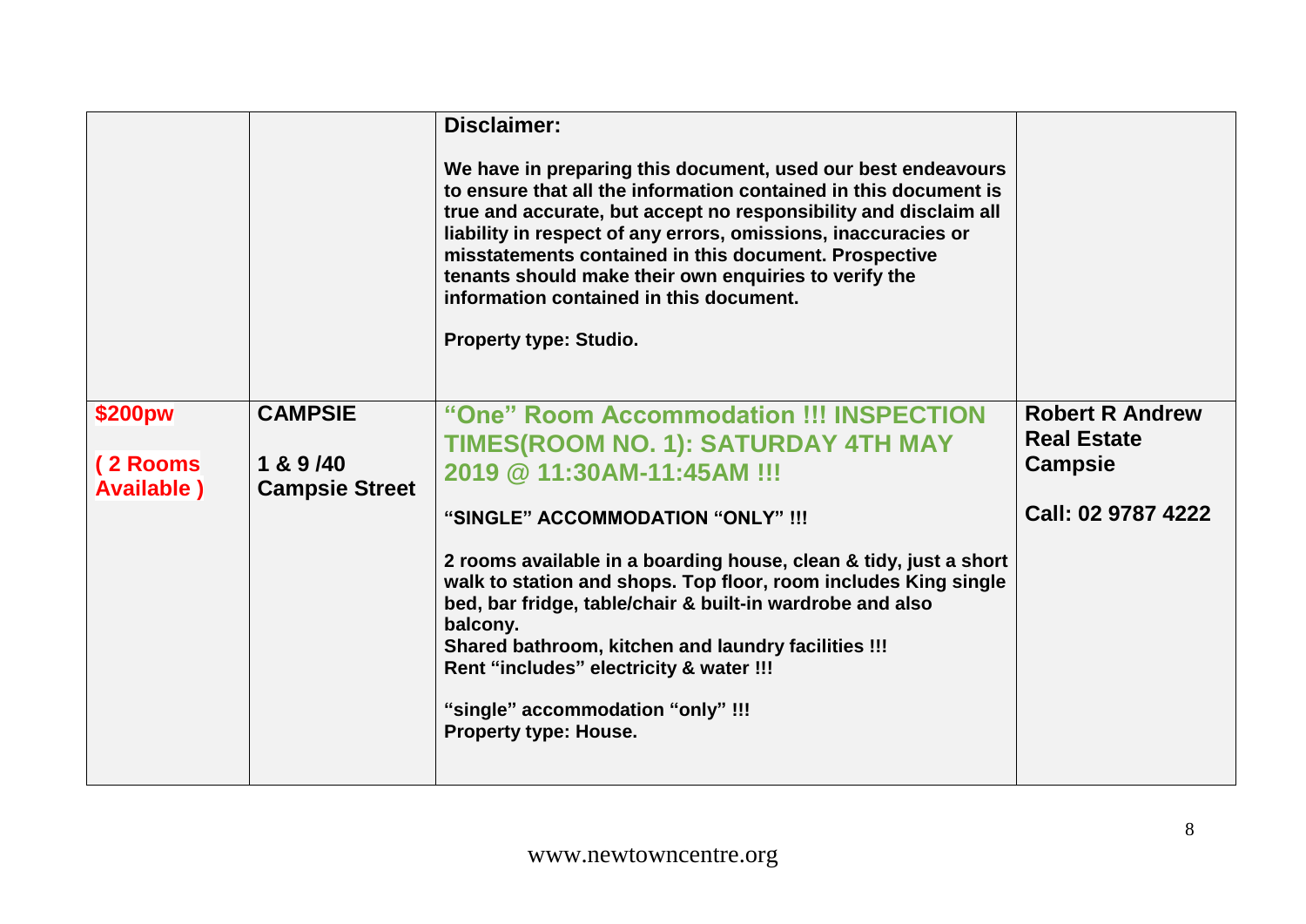| | | | |
|---|---|---|---|
| | | **Disclaimer:**<br><br>**We have in preparing this document, used our best endeavours to ensure that all the information contained in this document is true and accurate, but accept no responsibility and disclaim all liability in respect of any errors, omissions, inaccuracies or misstatements contained in this document. Prospective tenants should make their own enquiries to verify the information contained in this document.**<br><br>**Property type: Studio.** | |
| **$200pw**<br><br>**( 2 Rooms Available )** | **CAMPSIE**<br><br>**1 & 9 /40 Campsie Street** | **"One" Room Accommodation !!! INSPECTION TIMES(ROOM NO. 1): SATURDAY 4TH MAY 2019 @ 11:30AM-11:45AM !!!**<br><br>**"SINGLE" ACCOMMODATION "ONLY" !!!**<br><br>**2 rooms available in a boarding house, clean & tidy, just a short walk to station and shops. Top floor, room includes King single bed, bar fridge, table/chair & built-in wardrobe and also balcony.**<br>**Shared bathroom, kitchen and laundry facilities !!!**<br>**Rent "includes" electricity & water !!!**<br><br>**"single" accommodation "only" !!!**<br>**Property type: House.** | **Robert R Andrew Real Estate Campsie**<br><br>**Call: 02 9787 4222** |

www.newtowncentre.org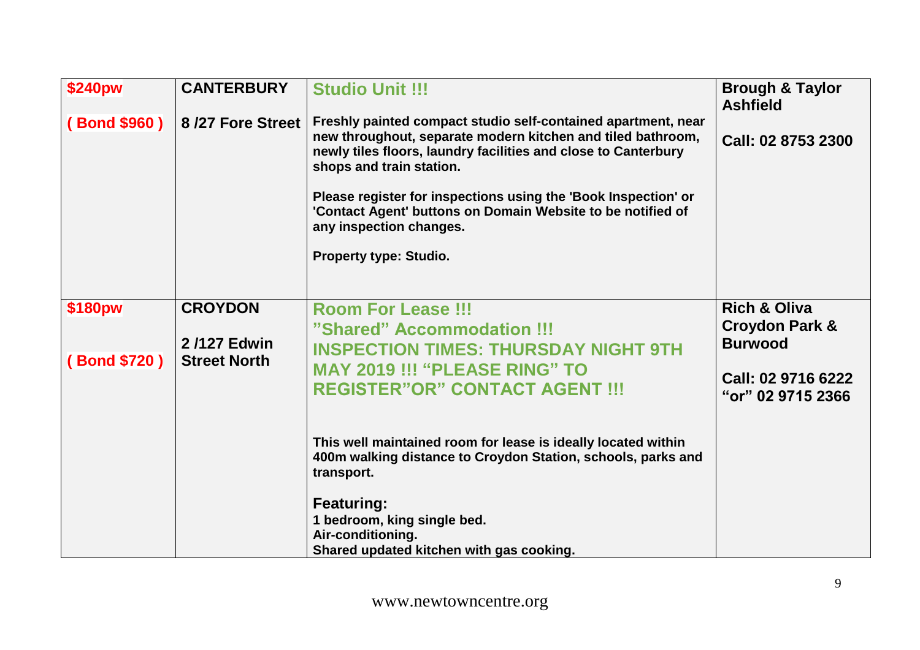| | | | |
|---|---|---|---|
| **$240pw**<br><br>**( Bond $960 )** | **CANTERBURY**<br><br>**8 /27 Fore Street** | **Studio Unit !!!**<br><br>**Freshly painted compact studio self-contained apartment, near new throughout, separate modern kitchen and tiled bathroom, newly tiles floors, laundry facilities and close to Canterbury shops and train station.**<br><br>**Please register for inspections using the 'Book Inspection' or 'Contact Agent' buttons on Domain Website to be notified of any inspection changes.**<br><br>**Property type: Studio.** | **Brough & Taylor Ashfield**<br><br>**Call: 02 8753 2300** |
| **$180pw**<br><br>**( Bond $720 )** | **CROYDON**<br><br>**2 /127 Edwin Street North** | **Room For Lease !!!**<br>**"Shared" Accommodation !!!**<br>**INSPECTION TIMES: THURSDAY NIGHT 9TH MAY 2019 !!! "PLEASE RING" TO REGISTER"OR" CONTACT AGENT !!!**<br><br>**This well maintained room for lease is ideally located within 400m walking distance to Croydon Station, schools, parks and transport.**<br><br>**Featuring:**<br>**1 bedroom, king single bed.**<br>**Air-conditioning.**<br>**Shared updated kitchen with gas cooking.** | **Rich & Oliva Croydon Park & Burwood**<br><br>**Call: 02 9716 6222 "or" 02 9715 2366** |

www.newtowncentre.org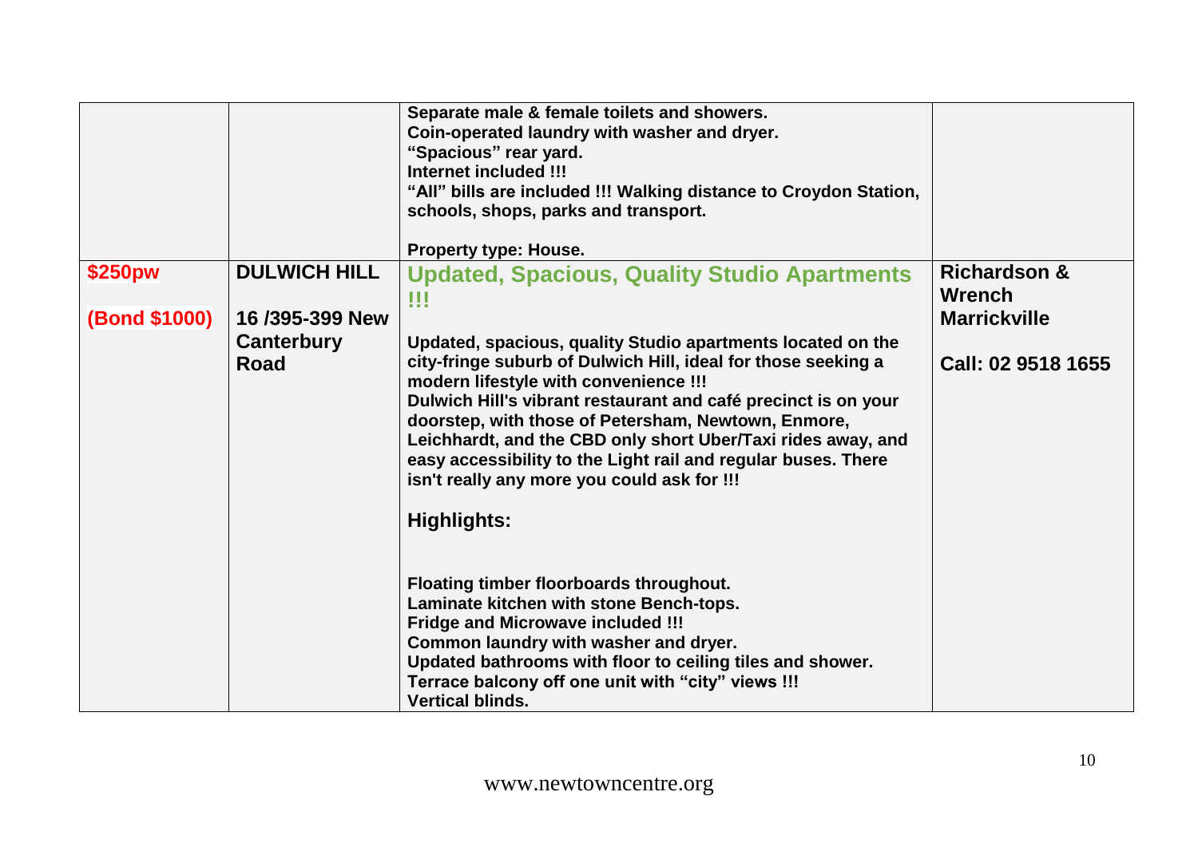| | | | |
|---|---|---|---|
| | | **Separate male & female toilets and showers.**<br>**Coin-operated laundry with washer and dryer.**<br>**"Spacious" rear yard.**<br>**Internet included !!!**<br>**"All" bills are included !!! Walking distance to Croydon Station, schools, shops, parks and transport.**<br><br>**Property type: House.** | |
| **$250pw**<br><br>**(Bond $1000)** | **DULWICH HILL**<br><br>**16 /395-399 New Canterbury Road** | **Updated, Spacious, Quality Studio Apartments !!!**<br><br>**Updated, spacious, quality Studio apartments located on the city-fringe suburb of Dulwich Hill, ideal for those seeking a modern lifestyle with convenience !!!**<br>**Dulwich Hill's vibrant restaurant and café precinct is on your doorstep, with those of Petersham, Newtown, Enmore, Leichhardt, and the CBD only short Uber/Taxi rides away, and easy accessibility to the Light rail and regular buses. There isn't really any more you could ask for !!!**<br><br>**Highlights:**<br><br>**Floating timber floorboards throughout.**<br>**Laminate kitchen with stone Bench-tops.**<br>**Fridge and Microwave included !!!**<br>**Common laundry with washer and dryer.**<br>**Updated bathrooms with floor to ceiling tiles and shower.**<br>**Terrace balcony off one unit with "city" views !!!**<br>**Vertical blinds.** | **Richardson & Wrench Marrickville**<br><br>**Call: 02 9518 1655** |

www.newtowncentre.org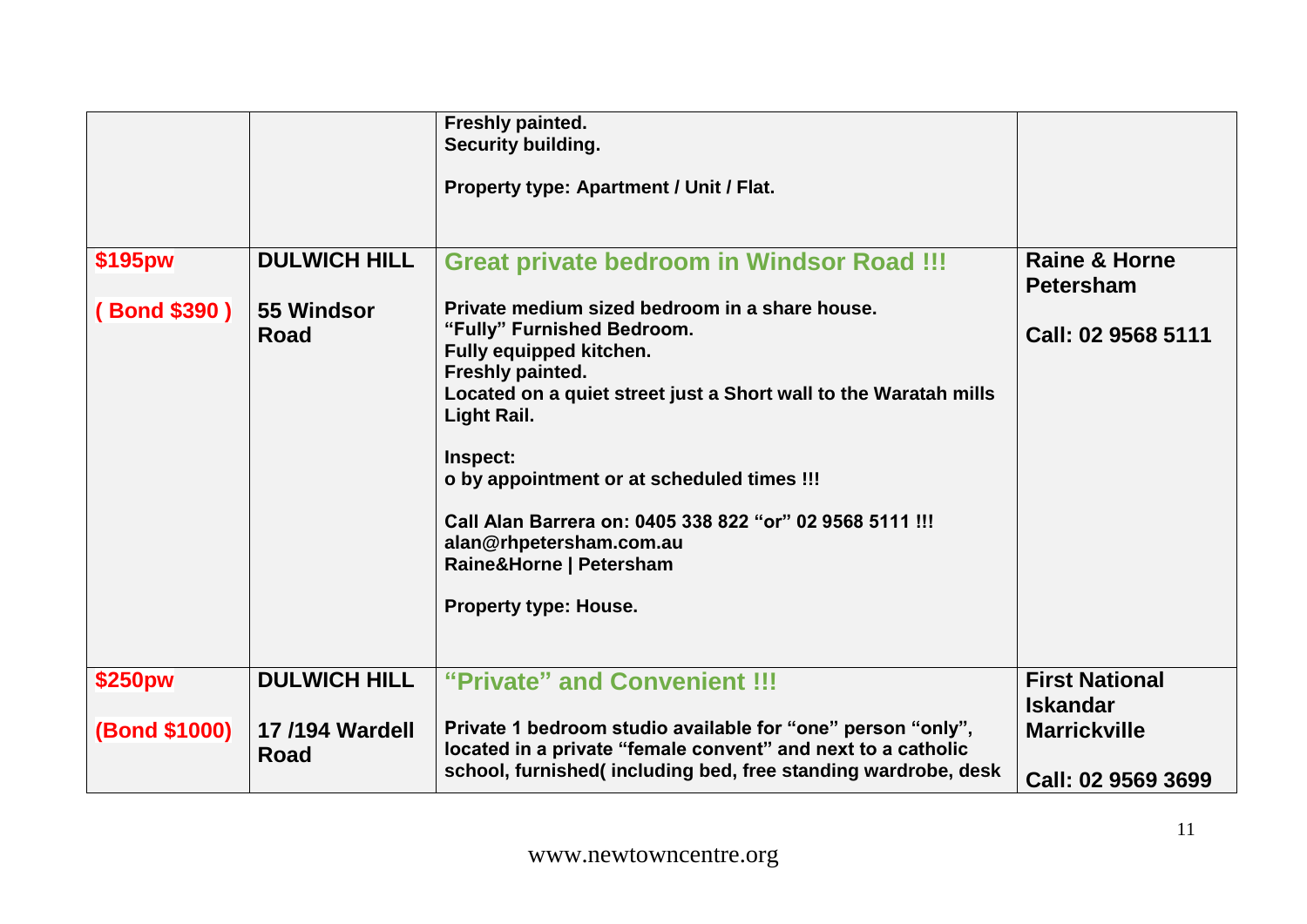| | | | |
|---|---|---|---|
| | | Freshly painted.<br>Security building.<br><br>Property type: Apartment / Unit / Flat. | |
| **$195pw**<br><br>**( Bond $390 )** | **DULWICH HILL**<br><br>**55 Windsor Road** | **Great private bedroom in Windsor Road !!!**<br><br>Private medium sized bedroom in a share house.<br>"Fully" Furnished Bedroom.<br>Fully equipped kitchen.<br>Freshly painted.<br>Located on a quiet street just a Short wall to the Waratah mills Light Rail.<br><br>Inspect:<br>o by appointment or at scheduled times !!!<br><br>Call Alan Barrera on: 0405 338 822 "or" 02 9568 5111 !!!<br>alan@rhpetersham.com.au<br>Raine&Horne \| Petersham<br><br>Property type: House. | **Raine & Horne Petersham**<br><br>**Call: 02 9568 5111** |
| **$250pw**<br><br>**(Bond $1000)** | **DULWICH HILL**<br><br>**17 /194 Wardell Road** | **"Private" and Convenient !!!**<br><br>Private 1 bedroom studio available for "one" person "only", located in a private "female convent" and next to a catholic school, furnished( including bed, free standing wardrobe, desk | **First National Iskandar Marrickville**<br><br>**Call: 02 9569 3699** |

www.newtowncentre.org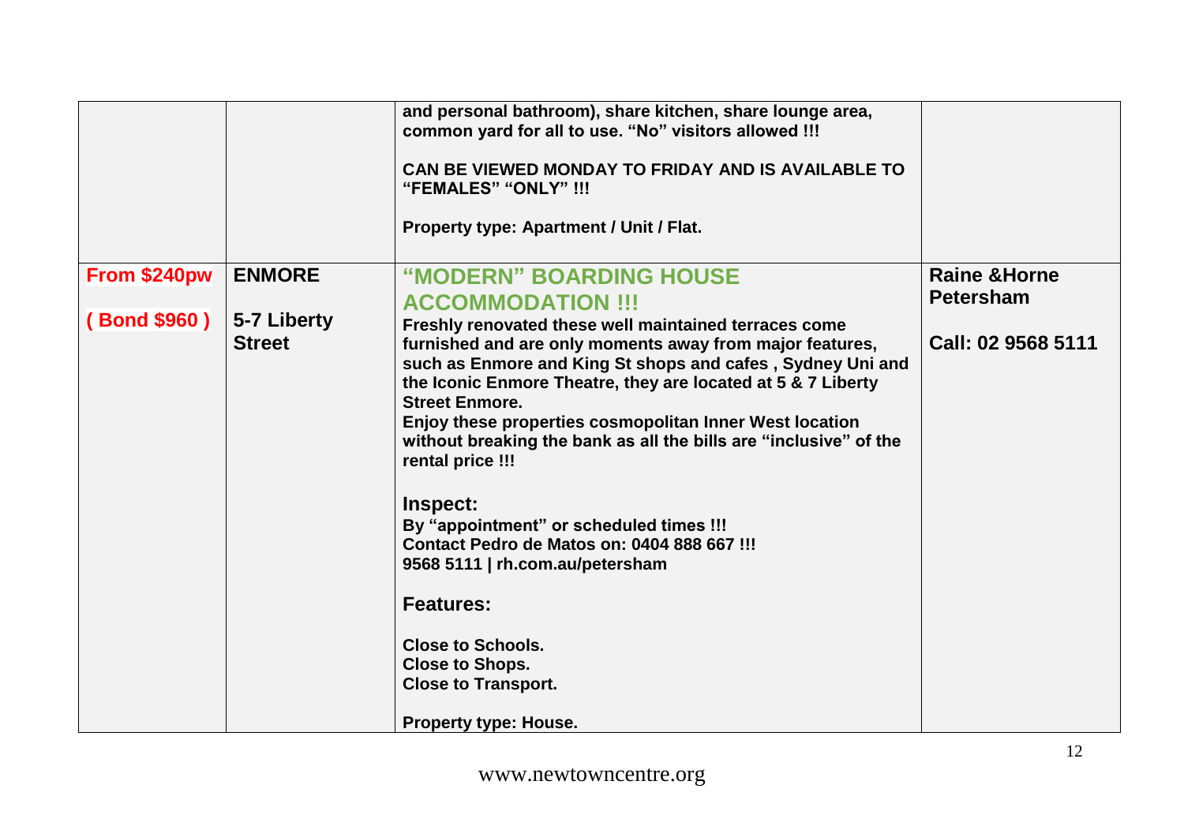| | | | |
|---|---|---|---|
| | | and personal bathroom), share kitchen, share lounge area, common yard for all to use. "No" visitors allowed !!!<br><br>CAN BE VIEWED MONDAY TO FRIDAY AND IS AVAILABLE TO "FEMALES" "ONLY" !!!<br><br>Property type: Apartment / Unit / Flat. | |
| **From $240pw**<br><br>**( Bond $960 )** | **ENMORE**<br><br>**5-7 Liberty Street** | **"MODERN" BOARDING HOUSE ACCOMMODATION !!!**<br>Freshly renovated these well maintained terraces come furnished and are only moments away from major features, such as Enmore and King St shops and cafes , Sydney Uni and the Iconic Enmore Theatre, they are located at 5 & 7 Liberty Street Enmore.<br>Enjoy these properties cosmopolitan Inner West location without breaking the bank as all the bills are "inclusive" of the rental price !!!<br><br>**Inspect:**<br>By "appointment" or scheduled times !!!<br>Contact Pedro de Matos on: 0404 888 667 !!!<br>9568 5111 \| rh.com.au/petersham<br><br>**Features:**<br><br>Close to Schools.<br>Close to Shops.<br>Close to Transport.<br><br>Property type: House. | **Raine &Horne Petersham**<br><br>**Call: 02 9568 5111** |

www.newtowncentre.org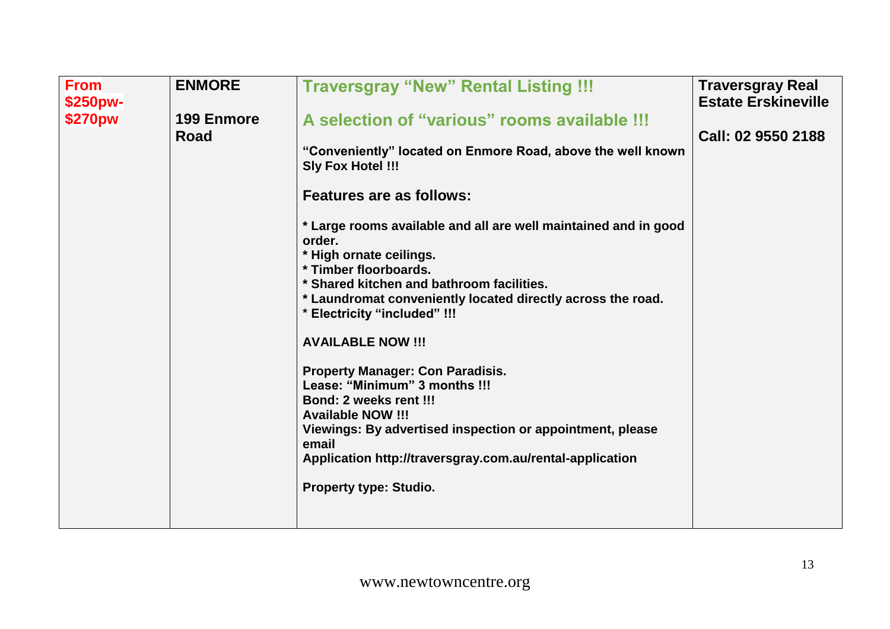| From $250pw-$270pw | ENMORE<br><br>199 Enmore Road | **Traversgray "New" Rental Listing !!!**<br><br>**A selection of "various" rooms available !!!**<br><br>"Conveniently" located on Enmore Road, above the well known Sly Fox Hotel !!!<br><br>**Features are as follows:**<br><br>* Large rooms available and all are well maintained and in good order.<br>* High ornate ceilings.<br>* Timber floorboards.<br>* Shared kitchen and bathroom facilities.<br>* Laundromat conveniently located directly across the road.<br>* Electricity "included" !!!<br><br>AVAILABLE NOW !!!<br><br>Property Manager: Con Paradisis.<br>Lease: "Minimum" 3 months !!!<br>Bond: 2 weeks rent !!!<br>Available NOW !!!<br>Viewings: By advertised inspection or appointment, please email<br>Application http://traversgray.com.au/rental-application<br><br>Property type: Studio. | Traversgray Real Estate Erskineville<br><br>Call: 02 9550 2188 |
|---|---|---|---|

www.newtowncentre.org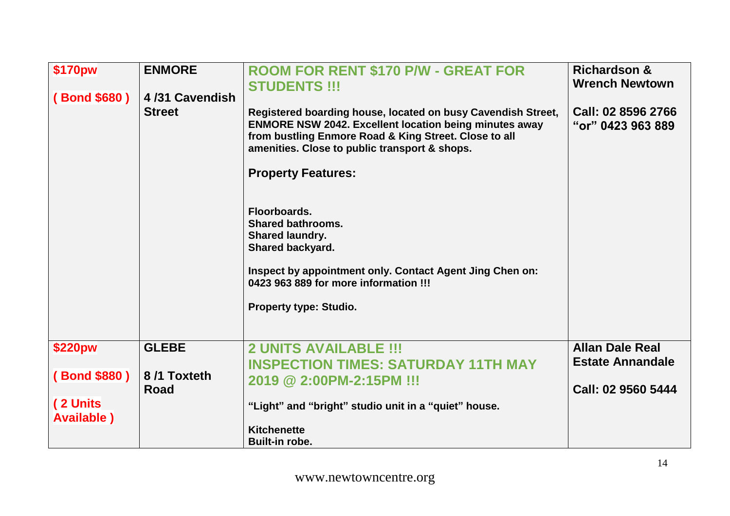| | | | |
|---|---|---|---|
| **$170pw**<br><br>**( Bond $680 )** | **ENMORE**<br><br>**4 /31 Cavendish Street** | **ROOM FOR RENT $170 P/W - GREAT FOR STUDENTS !!!**<br><br>**Registered boarding house, located on busy Cavendish Street, ENMORE NSW 2042. Excellent location being minutes away from bustling Enmore Road & King Street. Close to all amenities. Close to public transport & shops.**<br><br>**Property Features:**<br><br>**Floorboards.**<br>**Shared bathrooms.**<br>**Shared laundry.**<br>**Shared backyard.**<br><br>**Inspect by appointment only. Contact Agent Jing Chen on: 0423 963 889 for more information !!!**<br><br>**Property type: Studio.** | **Richardson & Wrench Newtown**<br><br>**Call: 02 8596 2766 "or" 0423 963 889** |
| **$220pw**<br><br>**( Bond $880 )**<br><br>**( 2 Units Available )** | **GLEBE**<br><br>**8 /1 Toxteth Road** | **2 UNITS AVAILABLE !!!**<br>**INSPECTION TIMES: SATURDAY 11TH MAY 2019 @ 2:00PM-2:15PM !!!**<br><br>**"Light" and "bright" studio unit in a "quiet" house.**<br><br>**Kitchenette**<br>**Built-in robe.** | **Allan Dale Real Estate Annandale**<br><br>**Call: 02 9560 5444** |

www.newtowncentre.org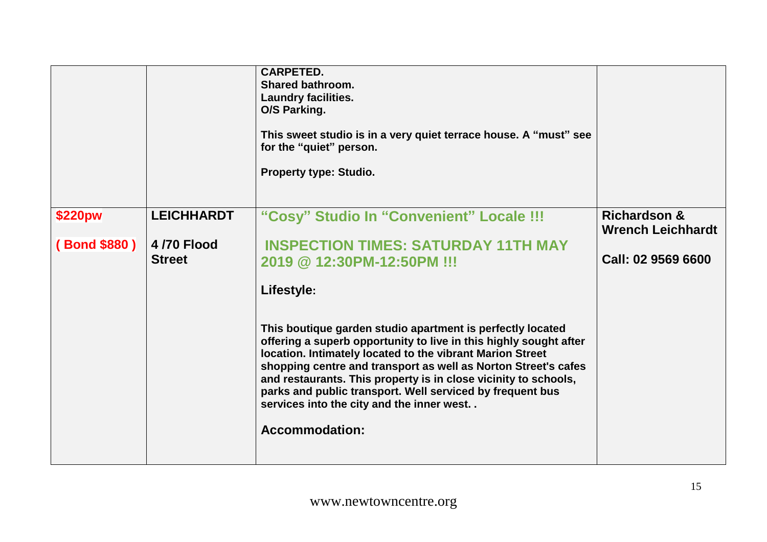| | | | |
|---|---|---|---|
| | | **CARPETED.**<br>**Shared bathroom.**<br>**Laundry facilities.**<br>**O/S Parking.**<br><br>**This sweet studio is in a very quiet terrace house. A "must" see for the "quiet" person.**<br><br>**Property type: Studio.** | |
| **$220pw**<br><br>**( Bond $880 )** | **LEICHHARDT**<br><br>**4 /70 Flood Street** | **"Cosy" Studio In "Convenient" Locale !!!**<br><br>**INSPECTION TIMES: SATURDAY 11TH MAY 2019 @ 12:30PM-12:50PM !!!**<br><br>**Lifestyle:**<br><br>**This boutique garden studio apartment is perfectly located offering a superb opportunity to live in this highly sought after location. Intimately located to the vibrant Marion Street shopping centre and transport as well as Norton Street's cafes and restaurants. This property is in close vicinity to schools, parks and public transport. Well serviced by frequent bus services into the city and the inner west. .**<br><br>**Accommodation:** | **Richardson & Wrench Leichhardt**<br><br>**Call: 02 9569 6600** |

www.newtowncentre.org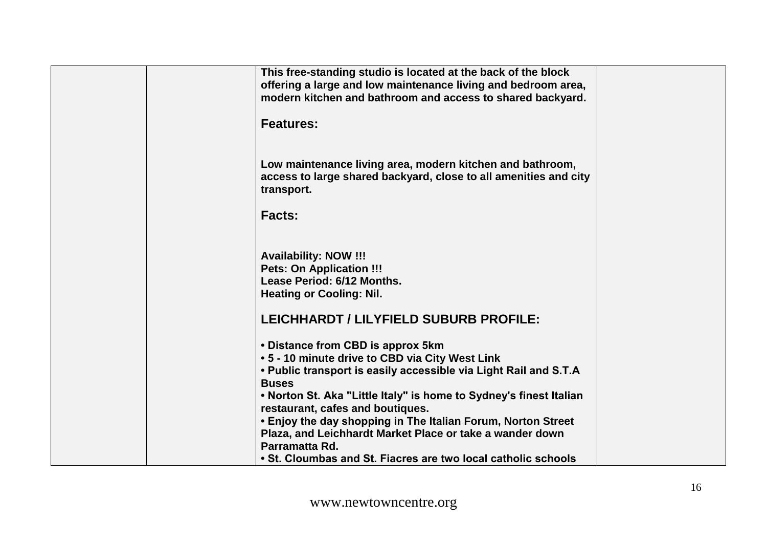| | | | |
|---|---|---|---|
| | | This free-standing studio is located at the back of the block offering a large and low maintenance living and bedroom area, modern kitchen and bathroom and access to shared backyard.<br><br>**Features:**<br><br>Low maintenance living area, modern kitchen and bathroom, access to large shared backyard, close to all amenities and city transport.<br><br>**Facts:**<br><br>Availability: NOW !!!<br>Pets: On Application !!!<br>Lease Period: 6/12 Months.<br>Heating or Cooling: Nil.<br><br>**LEICHHARDT / LILYFIELD SUBURB PROFILE:**<br><br>• Distance from CBD is approx 5km<br>• 5 - 10 minute drive to CBD via City West Link<br>• Public transport is easily accessible via Light Rail and S.T.A Buses<br>• Norton St. Aka "Little Italy" is home to Sydney's finest Italian restaurant, cafes and boutiques.<br>• Enjoy the day shopping in The Italian Forum, Norton Street Plaza, and Leichhardt Market Place or take a wander down Parramatta Rd.<br>• St. Cloumbas and St. Fiacres are two local catholic schools | |

www.newtowncentre.org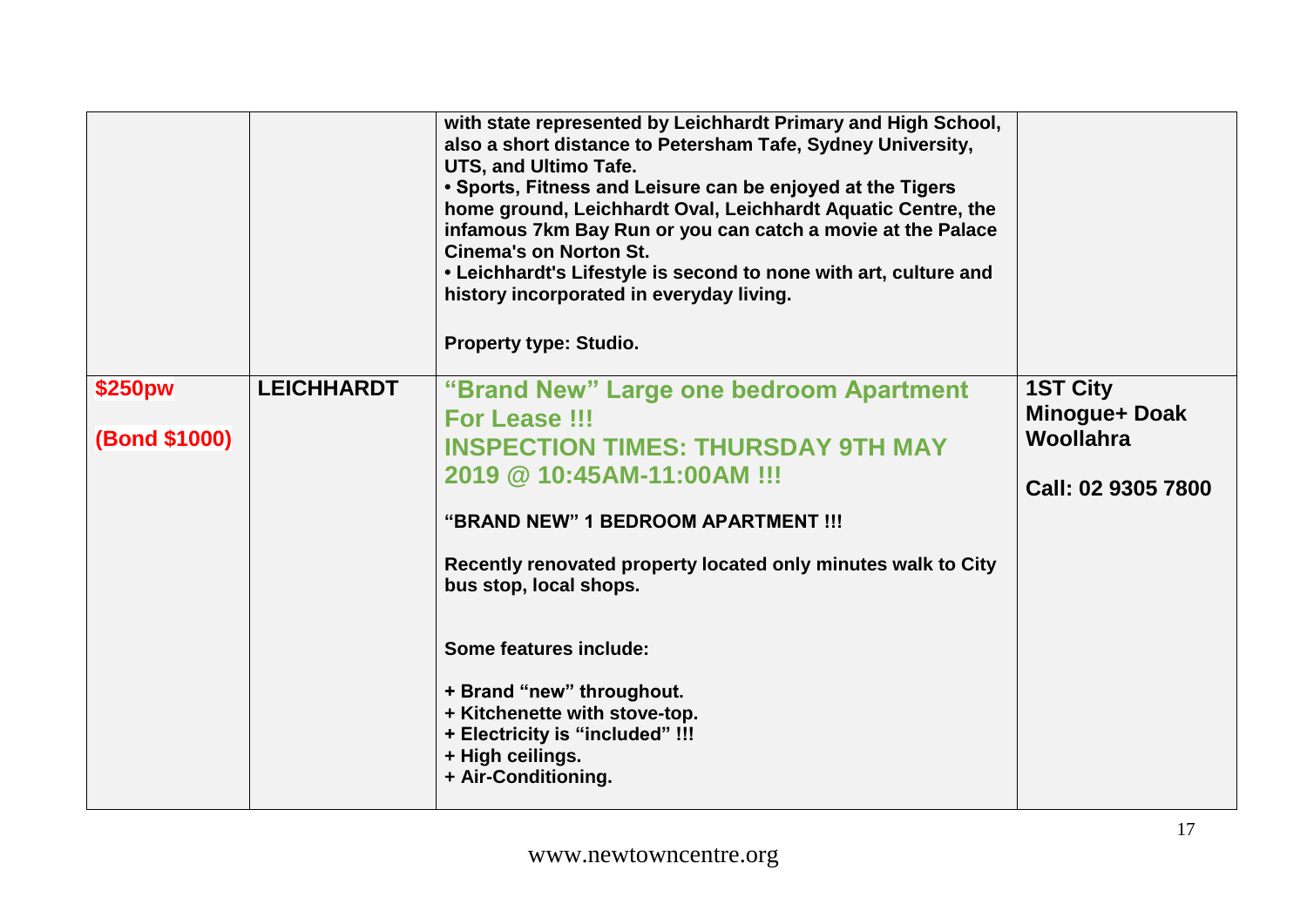| | | | |
|---|---|---|---|
| | | **with state represented by Leichhardt Primary and High School, also a short distance to Petersham Tafe, Sydney University, UTS, and Ultimo Tafe.**<br>**• Sports, Fitness and Leisure can be enjoyed at the Tigers home ground, Leichhardt Oval, Leichhardt Aquatic Centre, the infamous 7km Bay Run or you can catch a movie at the Palace Cinema's on Norton St.**<br>**• Leichhardt's Lifestyle is second to none with art, culture and history incorporated in everyday living.**<br><br>**Property type: Studio.** | |
| **$250pw**<br><br>**(Bond $1000)** | **LEICHHARDT** | **"Brand New" Large one bedroom Apartment For Lease !!!**<br>**INSPECTION TIMES: THURSDAY 9TH MAY 2019 @ 10:45AM-11:00AM !!!**<br><br>**"BRAND NEW" 1 BEDROOM APARTMENT !!!**<br><br>**Recently renovated property located only minutes walk to City bus stop, local shops.**<br><br>**Some features include:**<br><br>**+ Brand "new" throughout.**<br>**+ Kitchenette with stove-top.**<br>**+ Electricity is "included" !!!**<br>**+ High ceilings.**<br>**+ Air-Conditioning.** | **1ST City Minogue+ Doak Woollahra**<br><br>**Call: 02 9305 7800** |

www.newtowncentre.org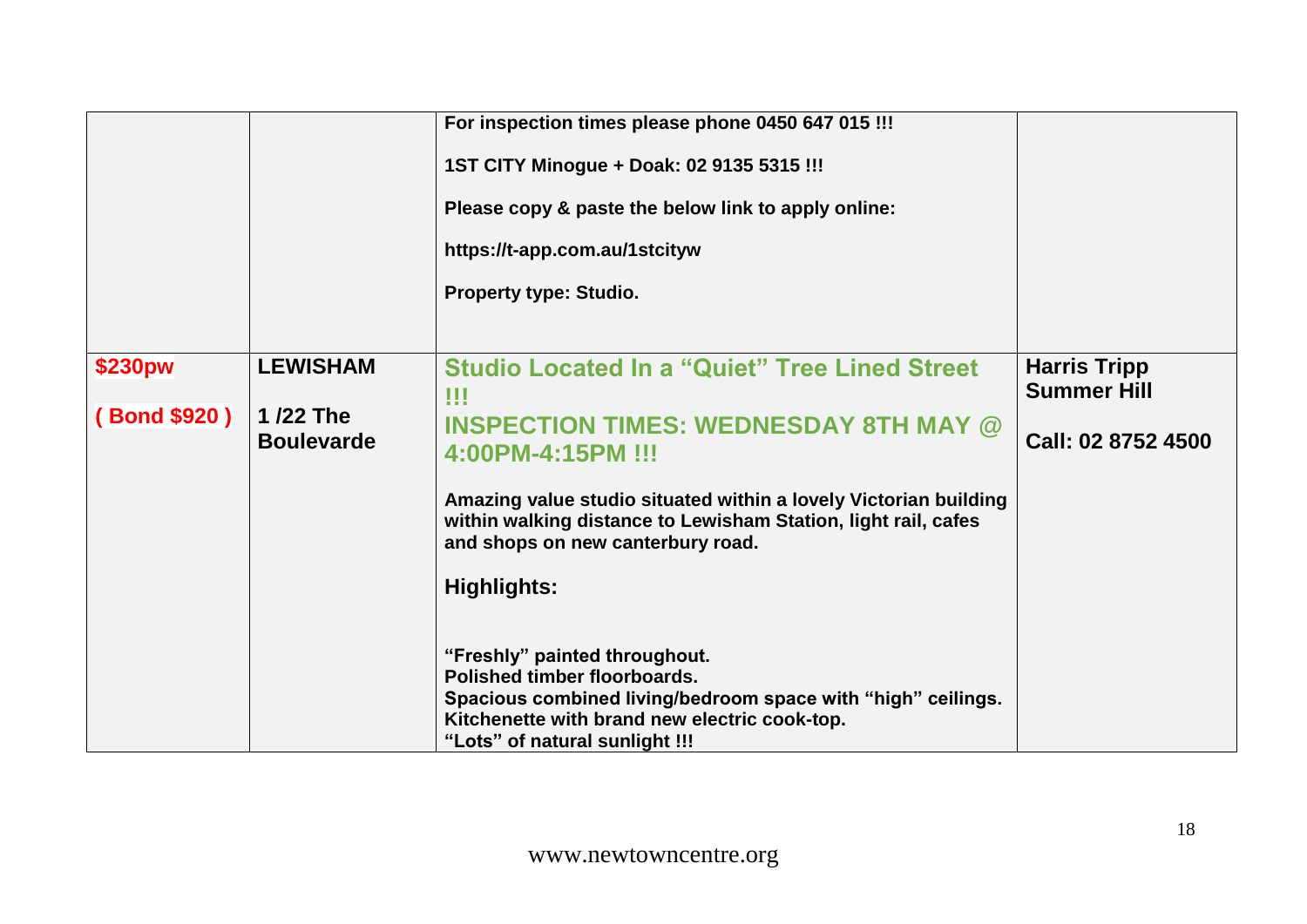| | | | |
|---|---|---|---|
| | | **For inspection times please phone 0450 647 015 !!!**<br><br>**1ST CITY Minogue + Doak: 02 9135 5315 !!!**<br><br>**Please copy & paste the below link to apply online:**<br><br>**https://t-app.com.au/1stcityw**<br><br>**Property type: Studio.** | |
| **$230pw**<br><br>**( Bond $920 )** | **LEWISHAM**<br><br>**1 /22 The Boulevarde** | **Studio Located In a "Quiet" Tree Lined Street !!!**<br><br>**INSPECTION TIMES: WEDNESDAY 8TH MAY @ 4:00PM-4:15PM !!!**<br><br>**Amazing value studio situated within a lovely Victorian building within walking distance to Lewisham Station, light rail, cafes and shops on new canterbury road.**<br><br>**Highlights:**<br><br>**"Freshly" painted throughout.**<br>**Polished timber floorboards.**<br>**Spacious combined living/bedroom space with "high" ceilings.**<br>**Kitchenette with brand new electric cook-top.**<br>**"Lots" of natural sunlight !!!** | **Harris Tripp Summer Hill**<br><br>**Call: 02 8752 4500** |

www.newtowncentre.org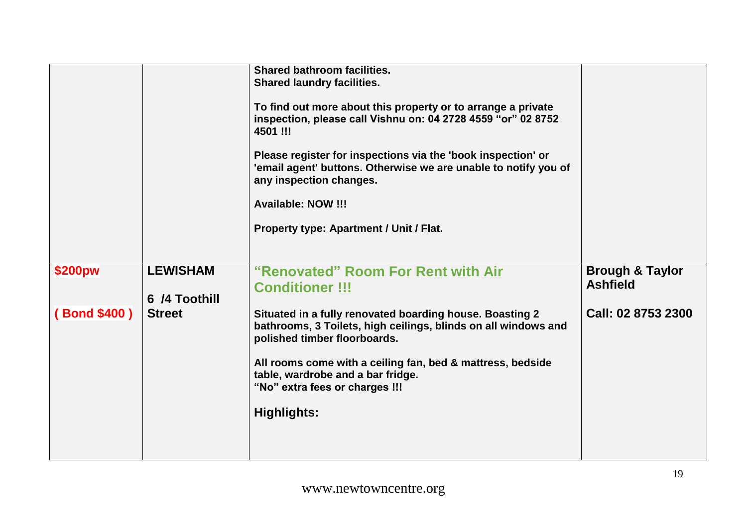| | | | |
|---|---|---|---|
| | | **Shared bathroom facilities.**<br>**Shared laundry facilities.**<br><br>**To find out more about this property or to arrange a private inspection, please call Vishnu on: 04 2728 4559 "or" 02 8752 4501 !!!**<br><br>**Please register for inspections via the 'book inspection' or 'email agent' buttons. Otherwise we are unable to notify you of any inspection changes.**<br><br>**Available: NOW !!!**<br><br>**Property type: Apartment / Unit / Flat.** | |
| **$200pw**<br><br>**( Bond $400 )** | **LEWISHAM**<br><br>**6 /4 Toothill Street** | **"Renovated" Room For Rent with Air Conditioner !!!**<br><br>**Situated in a fully renovated boarding house. Boasting 2 bathrooms, 3 Toilets, high ceilings, blinds on all windows and polished timber floorboards.**<br><br>**All rooms come with a ceiling fan, bed & mattress, bedside table, wardrobe and a bar fridge.**<br>**"No" extra fees or charges !!!**<br><br>**Highlights:** | **Brough & Taylor Ashfield**<br><br>**Call: 02 8753 2300** |

www.newtowncentre.org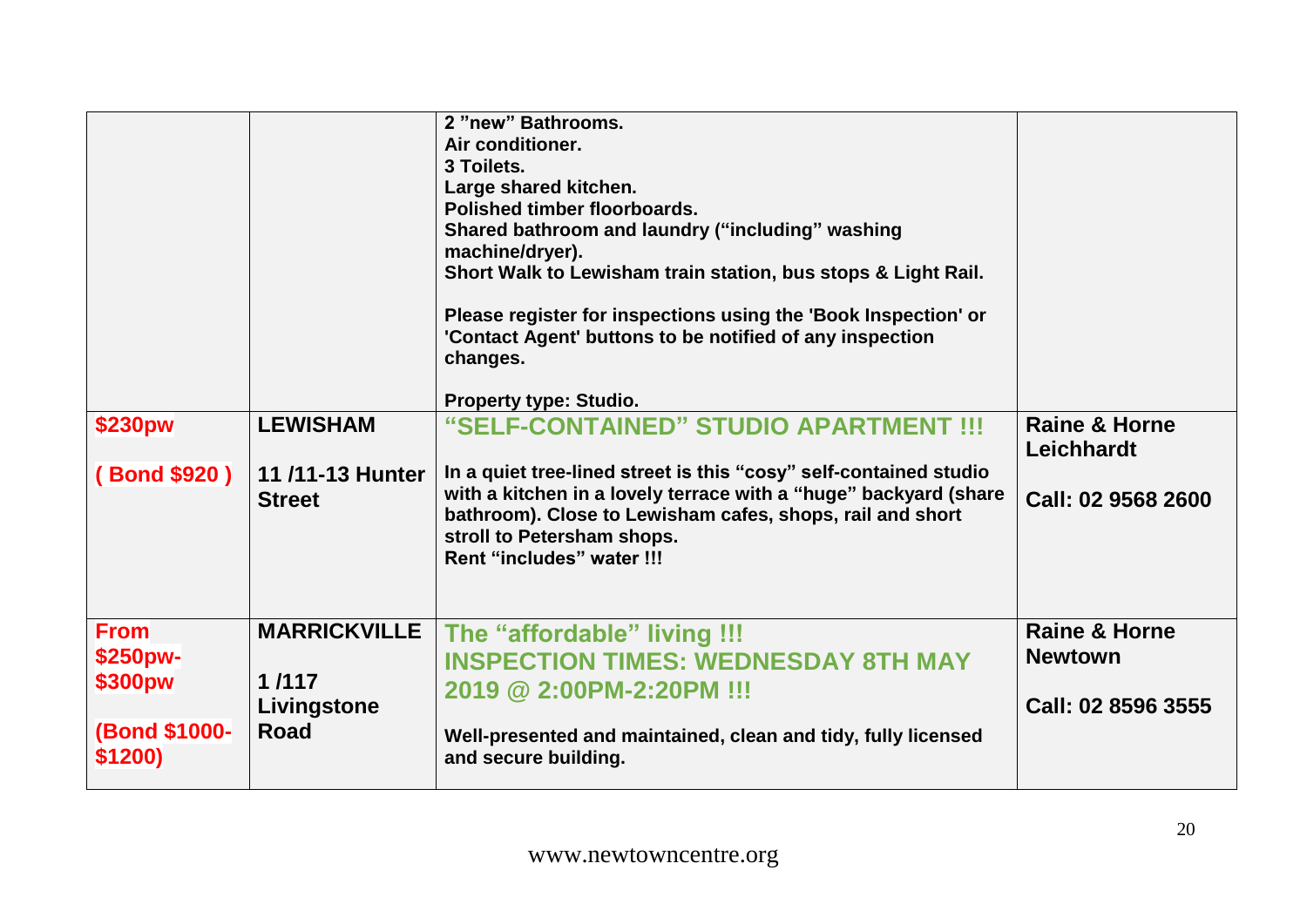| | | | |
|---|---|---|---|
| | | **2 "new" Bathrooms.**<br>**Air conditioner.**<br>**3 Toilets.**<br>**Large shared kitchen.**<br>**Polished timber floorboards.**<br>**Shared bathroom and laundry ("including" washing machine/dryer).**<br>**Short Walk to Lewisham train station, bus stops & Light Rail.**<br><br>**Please register for inspections using the 'Book Inspection' or 'Contact Agent' buttons to be notified of any inspection changes.**<br><br>**Property type: Studio.** | |
| **$230pw**<br><br>**( Bond $920 )** | **LEWISHAM**<br><br>**11 /11-13 Hunter Street** | **"SELF-CONTAINED" STUDIO APARTMENT !!!**<br><br>**In a quiet tree-lined street is this "cosy" self-contained studio with a kitchen in a lovely terrace with a "huge" backyard (share bathroom). Close to Lewisham cafes, shops, rail and short stroll to Petersham shops.**<br>**Rent "includes" water !!!** | **Raine & Horne Leichhardt**<br><br>**Call: 02 9568 2600** |
| **From $250pw-$300pw**<br><br>**(Bond $1000-$1200)** | **MARRICKVILLE**<br><br>**1 /117 Livingstone Road** | **The "affordable" living !!!**<br>**INSPECTION TIMES: WEDNESDAY 8TH MAY 2019 @ 2:00PM-2:20PM !!!**<br><br>**Well-presented and maintained, clean and tidy, fully licensed and secure building.** | **Raine & Horne Newtown**<br><br>**Call: 02 8596 3555** |

www.newtowncentre.org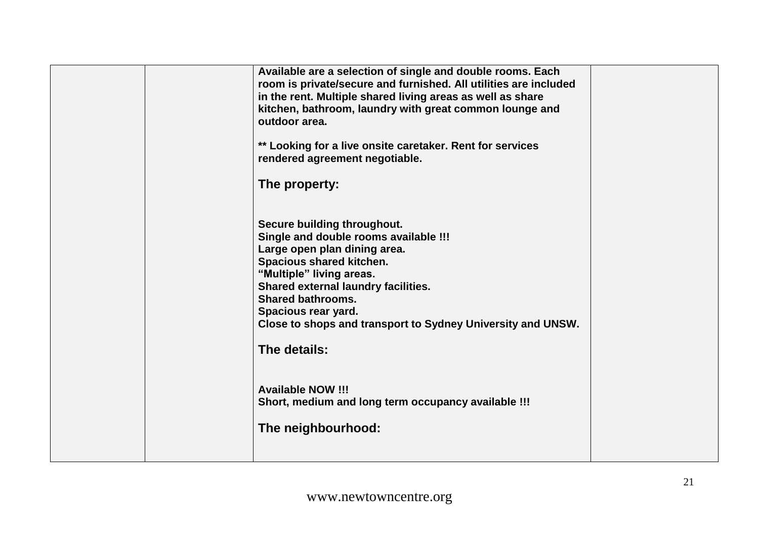| | | | |
|---|---|---|---|
| | | **Available are a selection of single and double rooms. Each room is private/secure and furnished. All utilities are included in the rent. Multiple shared living areas as well as share kitchen, bathroom, laundry with great common lounge and outdoor area.**<br><br>**** Looking for a live onsite caretaker. Rent for services rendered agreement negotiable.**<br><br>**The property:**<br><br>**Secure building throughout.**<br>**Single and double rooms available !!!**<br>**Large open plan dining area.**<br>**Spacious shared kitchen.**<br>**"Multiple" living areas.**<br>**Shared external laundry facilities.**<br>**Shared bathrooms.**<br>**Spacious rear yard.**<br>**Close to shops and transport to Sydney University and UNSW.**<br><br>**The details:**<br><br>**Available NOW !!!**<br>**Short, medium and long term occupancy available !!!**<br><br>**The neighbourhood:** | |

www.newtowncentre.org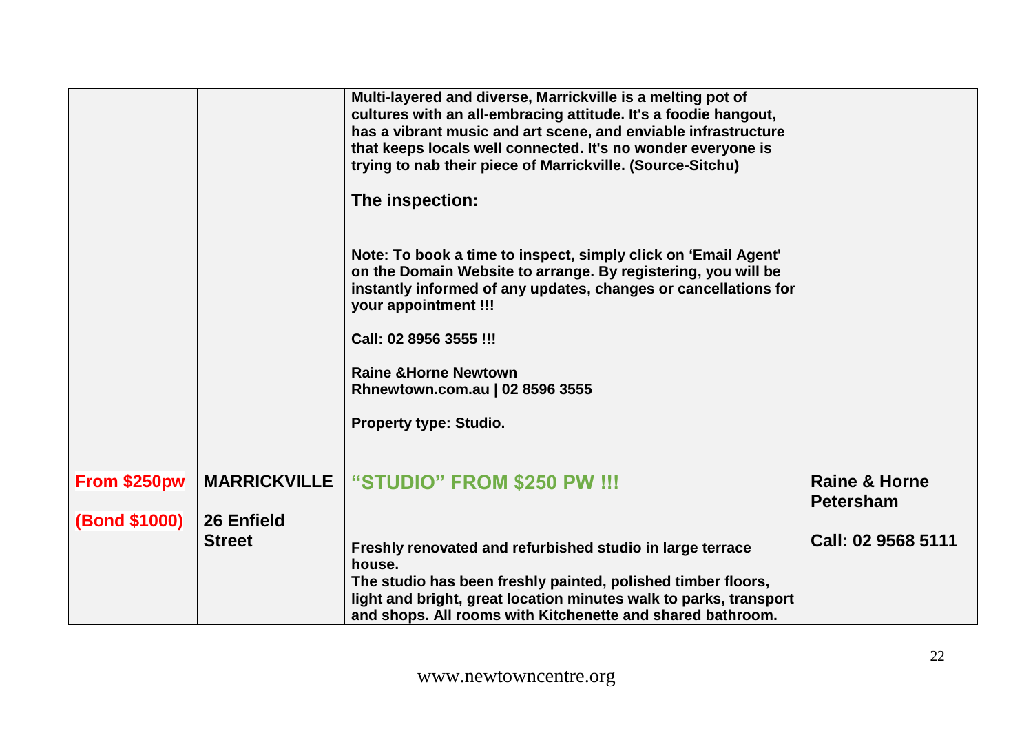| | | | |
|---|---|---|---|
| | | **Multi-layered and diverse, Marrickville is a melting pot of cultures with an all-embracing attitude. It's a foodie hangout, has a vibrant music and art scene, and enviable infrastructure that keeps locals well connected. It's no wonder everyone is trying to nab their piece of Marrickville. (Source-Sitchu)**<br><br>**The inspection:**<br><br>**Note: To book a time to inspect, simply click on 'Email Agent' on the Domain Website to arrange. By registering, you will be instantly informed of any updates, changes or cancellations for your appointment !!!**<br><br>**Call: 02 8956 3555 !!!**<br><br>**Raine &Horne Newtown**<br>**Rhnewtown.com.au \| 02 8596 3555**<br><br>**Property type: Studio.** | |
| **From $250pw**<br><br>**(Bond $1000)** | **MARRICKVILLE**<br><br>**26 Enfield Street** | **"STUDIO" FROM $250 PW !!!**<br><br>**Freshly renovated and refurbished studio in large terrace house.**<br>**The studio has been freshly painted, polished timber floors, light and bright, great location minutes walk to parks, transport and shops. All rooms with Kitchenette and shared bathroom.** | **Raine & Horne Petersham**<br><br>**Call: 02 9568 5111** |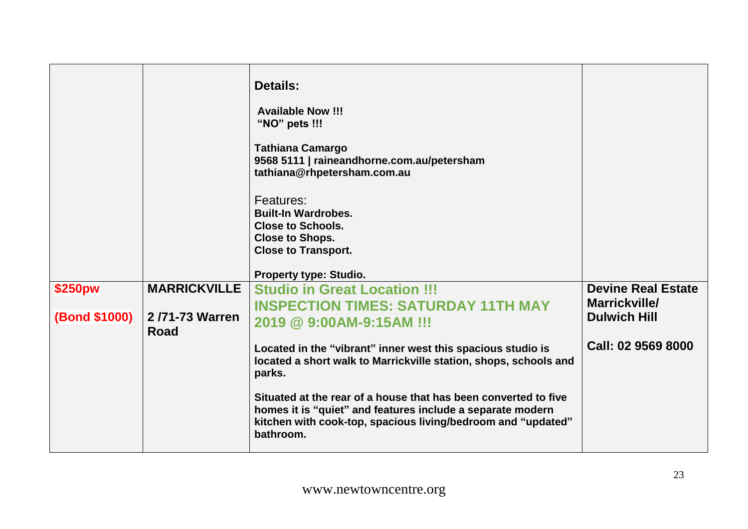| | | | |
|---|---|---|---|
| | | **Details:**<br><br>**Available Now !!!**<br>**"NO" pets !!!**<br><br>**Tathiana Camargo**<br>**9568 5111 \| raineandhorne.com.au/petersham**<br>**tathiana@rhpetersham.com.au**<br><br>Features:<br>**Built-In Wardrobes.**<br>**Close to Schools.**<br>**Close to Shops.**<br>**Close to Transport.**<br><br>**Property type: Studio.** | |
| **$250pw**<br><br>**(Bond $1000)** | **MARRICKVILLE**<br><br>**2 /71-73 Warren Road** | **Studio in Great Location !!!**<br>**INSPECTION TIMES: SATURDAY 11TH MAY 2019 @ 9:00AM-9:15AM !!!**<br><br>**Located in the "vibrant" inner west this spacious studio is located a short walk to Marrickville station, shops, schools and parks.**<br><br>**Situated at the rear of a house that has been converted to five homes it is "quiet" and features include a separate modern kitchen with cook-top, spacious living/bedroom and "updated" bathroom.** | **Devine Real Estate Marrickville/ Dulwich Hill**<br><br>**Call: 02 9569 8000** |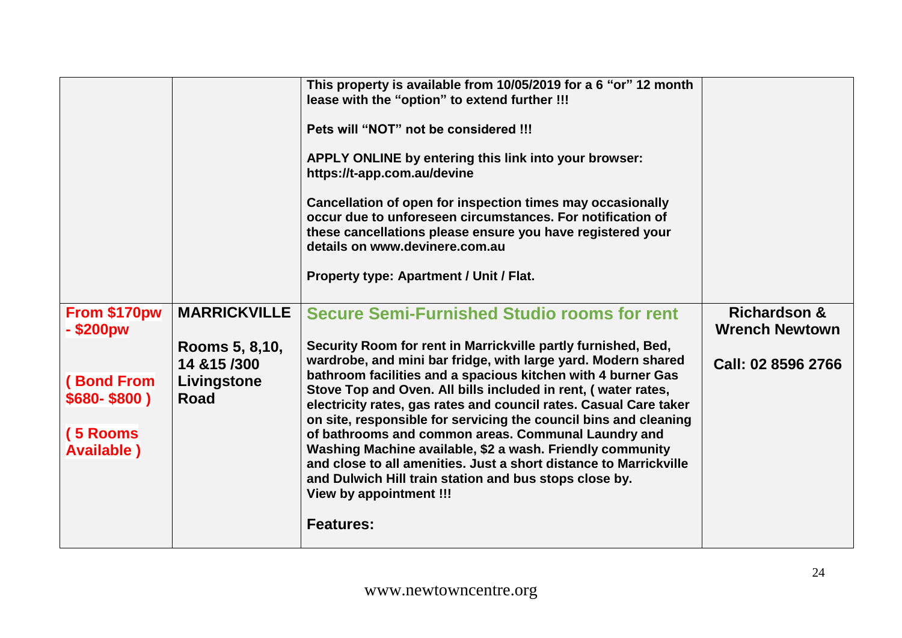| | | | |
|---|---|---|---|
| | | This property is available from 10/05/2019 for a 6 "or" 12 month lease with the "option" to extend further !!!<br><br>Pets will "NOT" not be considered !!!<br><br>APPLY ONLINE by entering this link into your browser: https://t-app.com.au/devine<br><br>Cancellation of open for inspection times may occasionally occur due to unforeseen circumstances. For notification of these cancellations please ensure you have registered your details on www.devinere.com.au<br><br>Property type: Apartment / Unit / Flat. | |
| **From $170pw - $200pw**<br><br>**( Bond From $680- $800 )**<br><br>**( 5 Rooms Available )** | **MARRICKVILLE**<br><br>**Rooms 5, 8,10, 14 &15 /300 Livingstone Road** | **Secure Semi-Furnished Studio rooms for rent**<br><br>Security Room for rent in Marrickville partly furnished, Bed, wardrobe, and mini bar fridge, with large yard. Modern shared bathroom facilities and a spacious kitchen with 4 burner Gas Stove Top and Oven. All bills included in rent, ( water rates, electricity rates, gas rates and council rates. Casual Care taker on site, responsible for servicing the council bins and cleaning of bathrooms and common areas. Communal Laundry and Washing Machine available, $2 a wash. Friendly community and close to all amenities. Just a short distance to Marrickville and Dulwich Hill train station and bus stops close by.<br>View by appointment !!!<br><br>**Features:** | **Richardson & Wrench Newtown**<br><br>**Call: 02 8596 2766** |

www.newtowncentre.org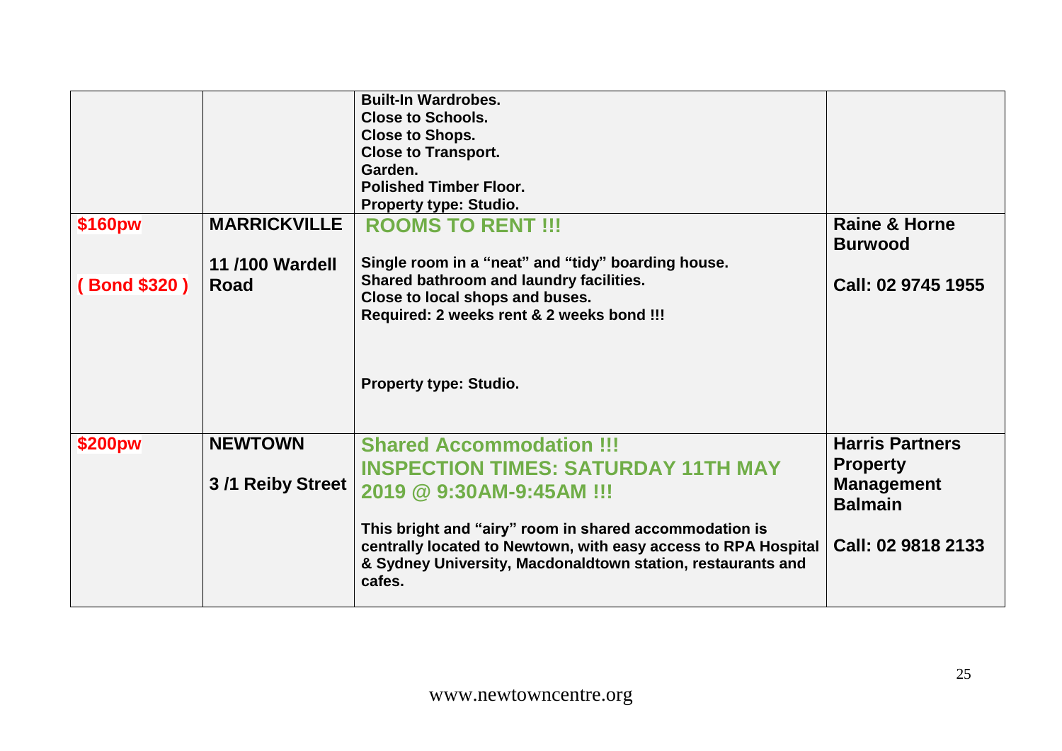| | | | |
|---|---|---|---|
| | | **Built-In Wardrobes.**<br>**Close to Schools.**<br>**Close to Shops.**<br>**Close to Transport.**<br>**Garden.**<br>**Polished Timber Floor.**<br>**Property type: Studio.** | |
| **$160pw**<br><br>**( Bond $320 )** | **MARRICKVILLE**<br><br>**11 /100 Wardell Road** | **ROOMS TO RENT !!!**<br><br>**Single room in a "neat" and "tidy" boarding house.**<br>**Shared bathroom and laundry facilities.**<br>**Close to local shops and buses.**<br>**Required: 2 weeks rent & 2 weeks bond !!!**<br><br>**Property type: Studio.** | **Raine & Horne Burwood**<br><br>**Call: 02 9745 1955** |
| **$200pw** | **NEWTOWN**<br><br>**3 /1 Reiby Street** | **Shared Accommodation !!!**<br>**INSPECTION TIMES: SATURDAY 11TH MAY 2019 @ 9:30AM-9:45AM !!!**<br><br>**This bright and "airy" room in shared accommodation is centrally located to Newtown, with easy access to RPA Hospital & Sydney University, Macdonaldtown station, restaurants and cafes.** | **Harris Partners Property Management Balmain**<br><br>**Call: 02 9818 2133** |

www.newtowncentre.org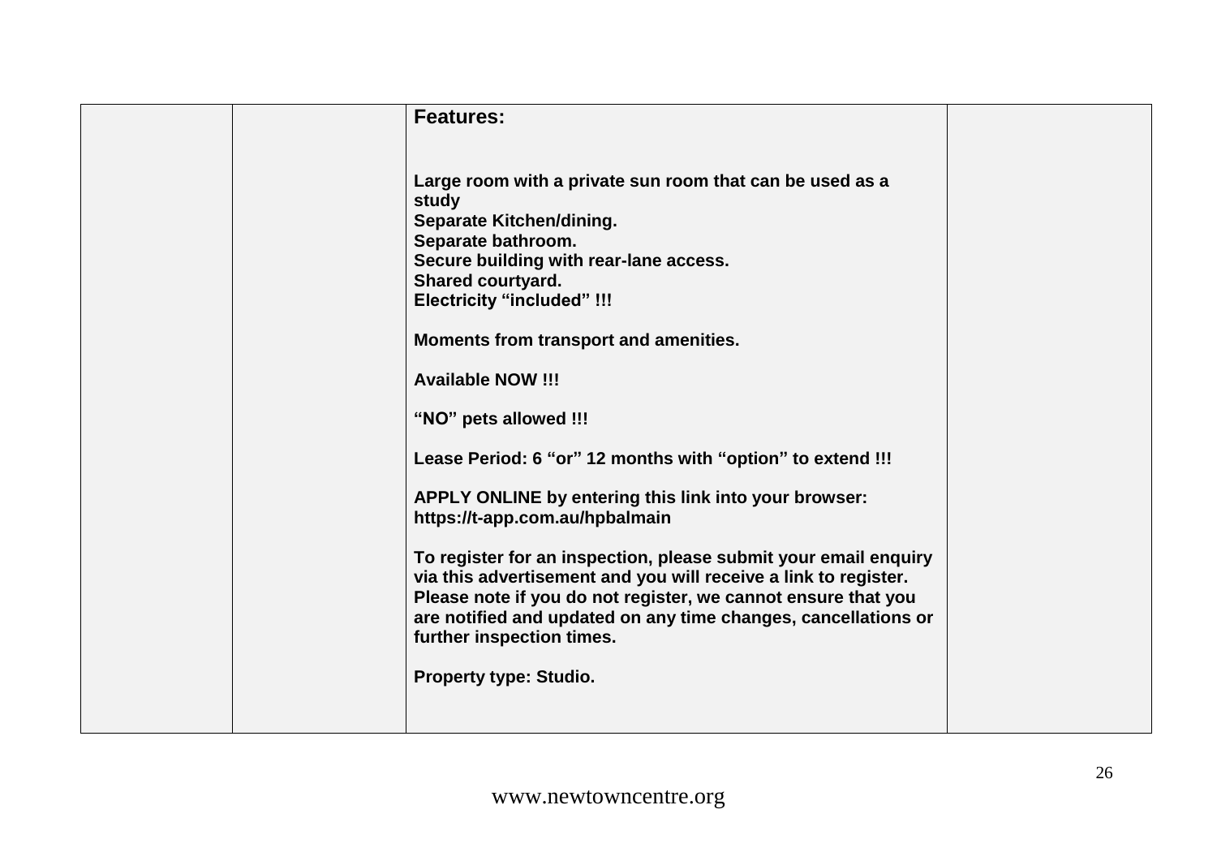| | | **Features:**<br><br>**Large room with a private sun room that can be used as a study**<br>**Separate Kitchen/dining.**<br>**Separate bathroom.**<br>**Secure building with rear-lane access.**<br>**Shared courtyard.**<br>**Electricity "included" !!!**<br><br>**Moments from transport and amenities.**<br><br>**Available NOW !!!**<br><br>**"NO" pets allowed !!!**<br><br>**Lease Period: 6 "or" 12 months with "option" to extend !!!**<br><br>**APPLY ONLINE by entering this link into your browser: https://t-app.com.au/hpbalmain**<br><br>**To register for an inspection, please submit your email enquiry via this advertisement and you will receive a link to register. Please note if you do not register, we cannot ensure that you are notified and updated on any time changes, cancellations or further inspection times.**<br><br>**Property type: Studio.** | |
|---|---|---|---|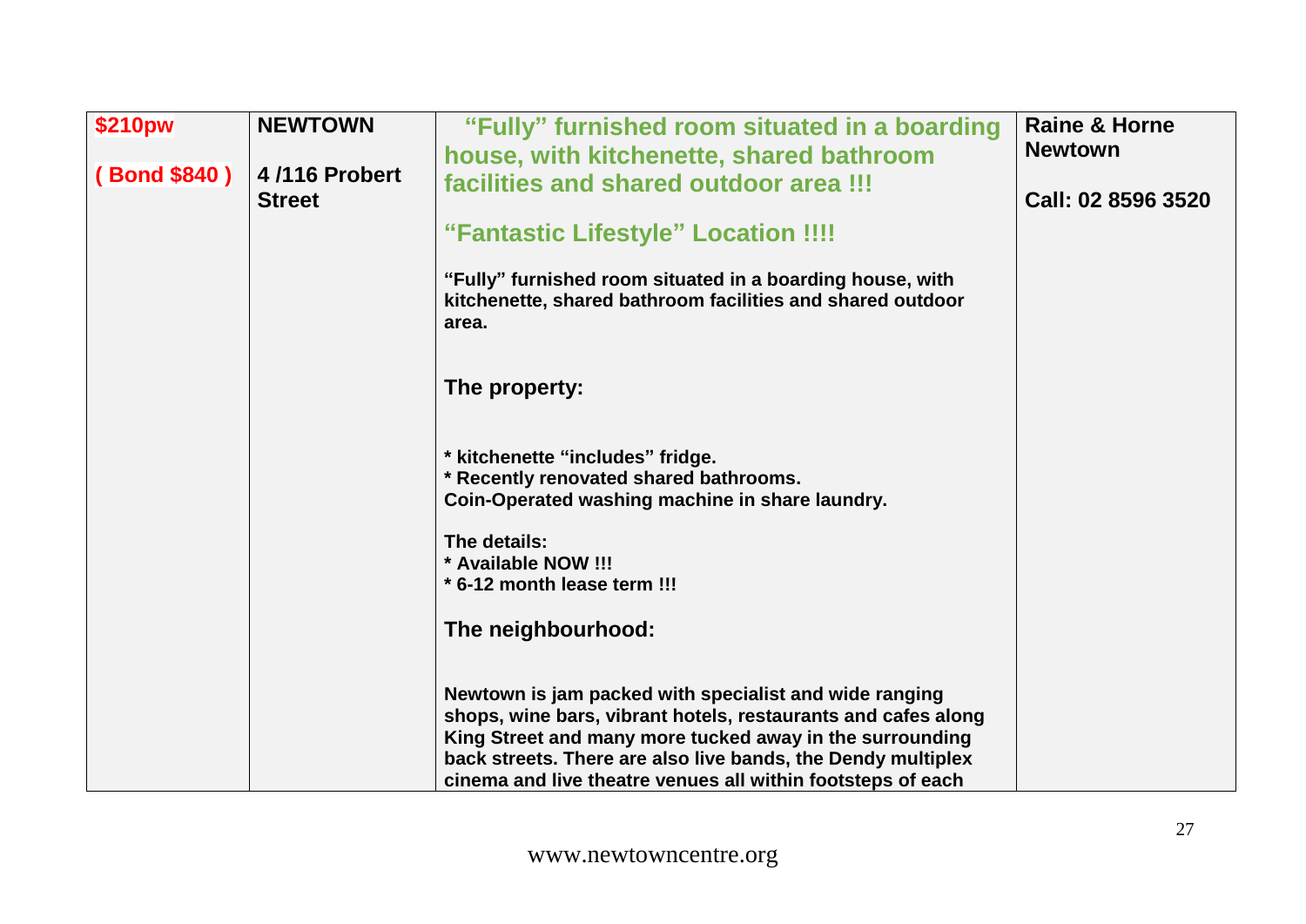| **$210pw**<br><br>**( Bond $840 )** | **NEWTOWN**<br><br>**4 /116 Probert Street** | **“Fully” furnished room situated in a boarding house, with kitchenette, shared bathroom facilities and shared outdoor area !!!**<br><br>**“Fantastic Lifestyle” Location !!!!**<br><br>**“Fully” furnished room situated in a boarding house, with kitchenette, shared bathroom facilities and shared outdoor area.**<br><br>**The property:**<br><br>**\* kitchenette “includes” fridge.**<br>**\* Recently renovated shared bathrooms.**<br>**Coin-Operated washing machine in share laundry.**<br><br>**The details:**<br>**\* Available NOW !!!**<br>**\* 6-12 month lease term !!!**<br><br>**The neighbourhood:**<br><br>**Newtown is jam packed with specialist and wide ranging shops, wine bars, vibrant hotels, restaurants and cafes along King Street and many more tucked away in the surrounding back streets. There are also live bands, the Dendy multiplex cinema and live theatre venues all within footsteps of each** | **Raine & Horne Newtown**<br><br>**Call: 02 8596 3520** |
|---|---|---|---|

www.newtowncentre.org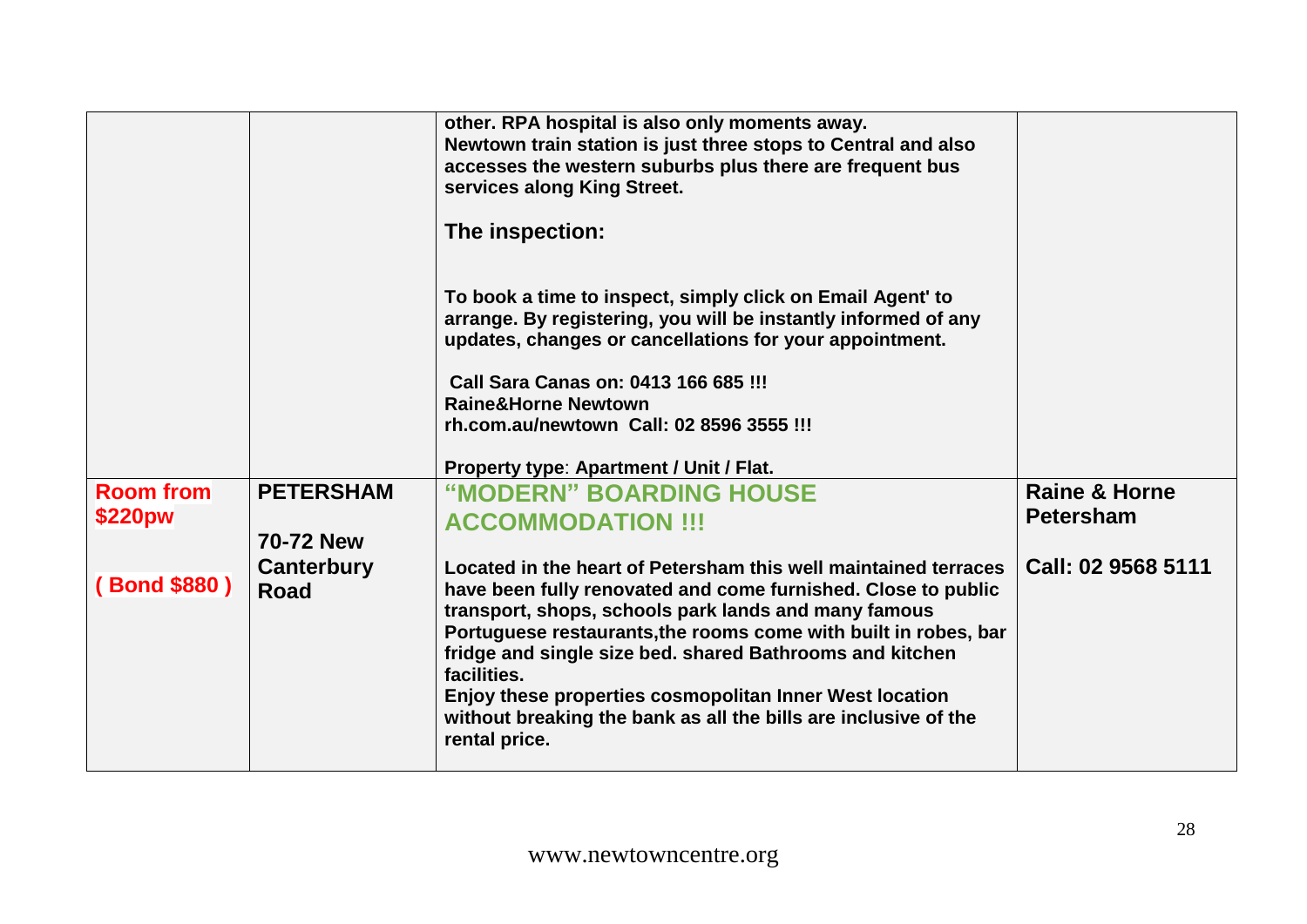| | | | |
|---|---|---|---|
| | | **other. RPA hospital is also only moments away.** <br> **Newtown train station is just three stops to Central and also accesses the western suburbs plus there are frequent bus services along King Street.** <br><br> **The inspection:** <br><br> **To book a time to inspect, simply click on Email Agent' to arrange. By registering, you will be instantly informed of any updates, changes or cancellations for your appointment.** <br><br> **Call Sara Canas on: 0413 166 685 !!!** <br> **Raine&Horne Newtown** <br> **rh.com.au/newtown Call: 02 8596 3555 !!!** <br><br> **Property type: Apartment / Unit / Flat.** | |
| **Room from $220pw** <br><br> **( Bond $880 )** | **PETERSHAM** <br><br> **70-72 New Canterbury Road** | **"MODERN" BOARDING HOUSE ACCOMMODATION !!!** <br><br> **Located in the heart of Petersham this well maintained terraces have been fully renovated and come furnished. Close to public transport, shops, schools park lands and many famous Portuguese restaurants,the rooms come with built in robes, bar fridge and single size bed. shared Bathrooms and kitchen facilities.** <br> **Enjoy these properties cosmopolitan Inner West location without breaking the bank as all the bills are inclusive of the rental price.** | **Raine & Horne Petersham** <br><br> **Call: 02 9568 5111** |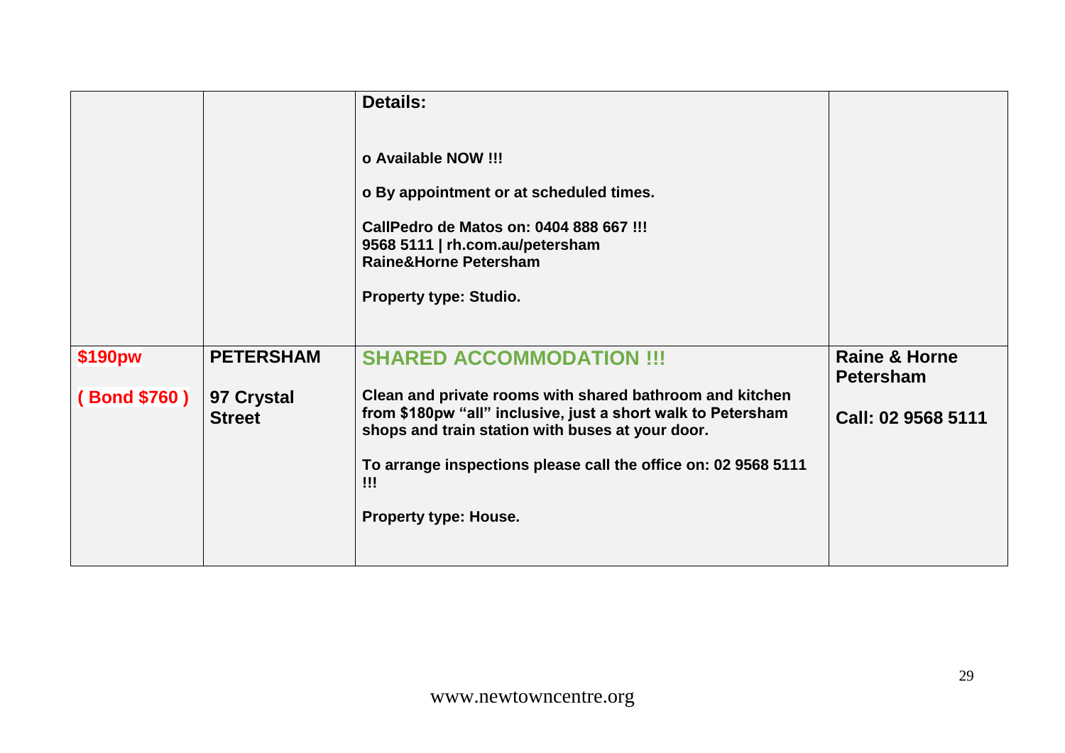| | | | |
|---|---|---|---|
| | | **Details:**<br><br>**o Available NOW !!!**<br><br>**o By appointment or at scheduled times.**<br><br>**CallPedro de Matos on: 0404 888 667 !!!**<br>**9568 5111 \| rh.com.au/petersham**<br>**Raine&Horne Petersham**<br><br>**Property type: Studio.** | |
| **$190pw**<br><br>**( Bond $760 )** | **PETERSHAM**<br><br>**97 Crystal Street** | **SHARED ACCOMMODATION !!!**<br><br>**Clean and private rooms with shared bathroom and kitchen from $180pw "all" inclusive, just a short walk to Petersham shops and train station with buses at your door.**<br><br>**To arrange inspections please call the office on: 02 9568 5111 !!!**<br><br>**Property type: House.** | **Raine & Horne Petersham**<br><br>**Call: 02 9568 5111** |

www.newtowncentre.org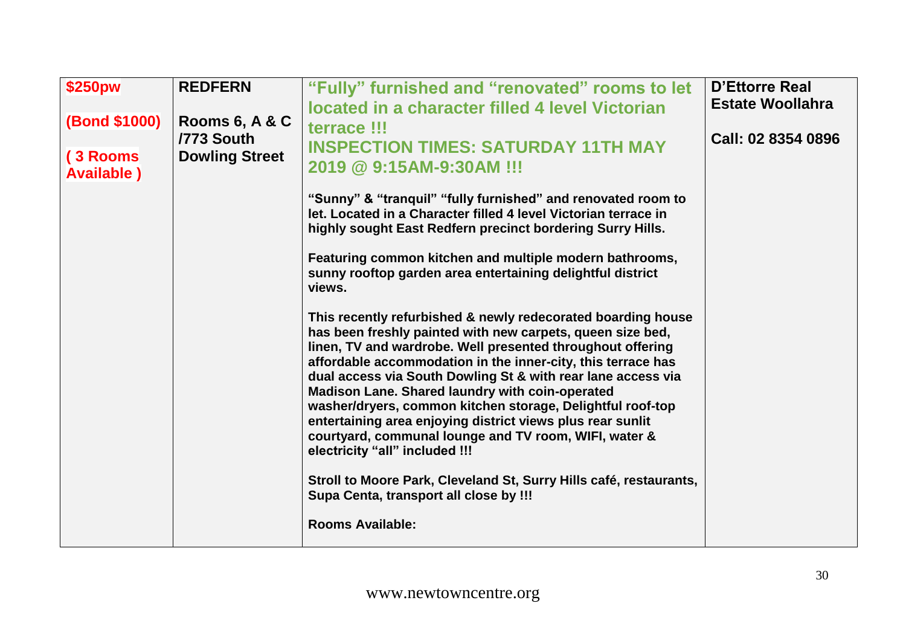| **$250pw**<br><br>**(Bond $1000)**<br><br>**( 3 Rooms Available )** | **REDFERN**<br><br>**Rooms 6, A & C /773 South Dowling Street** | **"Fully" furnished and "renovated" rooms to let located in a character filled 4 level Victorian terrace !!!**<br>**INSPECTION TIMES: SATURDAY 11TH MAY 2019 @ 9:15AM-9:30AM !!!**<br><br>**"Sunny" & "tranquil" "fully furnished" and renovated room to let. Located in a Character filled 4 level Victorian terrace in highly sought East Redfern precinct bordering Surry Hills.**<br><br>**Featuring common kitchen and multiple modern bathrooms, sunny rooftop garden area entertaining delightful district views.**<br><br>**This recently refurbished & newly redecorated boarding house has been freshly painted with new carpets, queen size bed, linen, TV and wardrobe. Well presented throughout offering affordable accommodation in the inner-city, this terrace has dual access via South Dowling St & with rear lane access via Madison Lane. Shared laundry with coin-operated washer/dryers, common kitchen storage, Delightful roof-top entertaining area enjoying district views plus rear sunlit courtyard, communal lounge and TV room, WIFI, water & electricity "all" included !!!**<br><br>**Stroll to Moore Park, Cleveland St, Surry Hills café, restaurants, Supa Centa, transport all close by !!!**<br><br>**Rooms Available:** | **D'Ettorre Real Estate Woollahra**<br><br>**Call: 02 8354 0896** |
|---|---|---|---|

www.newtowncentre.org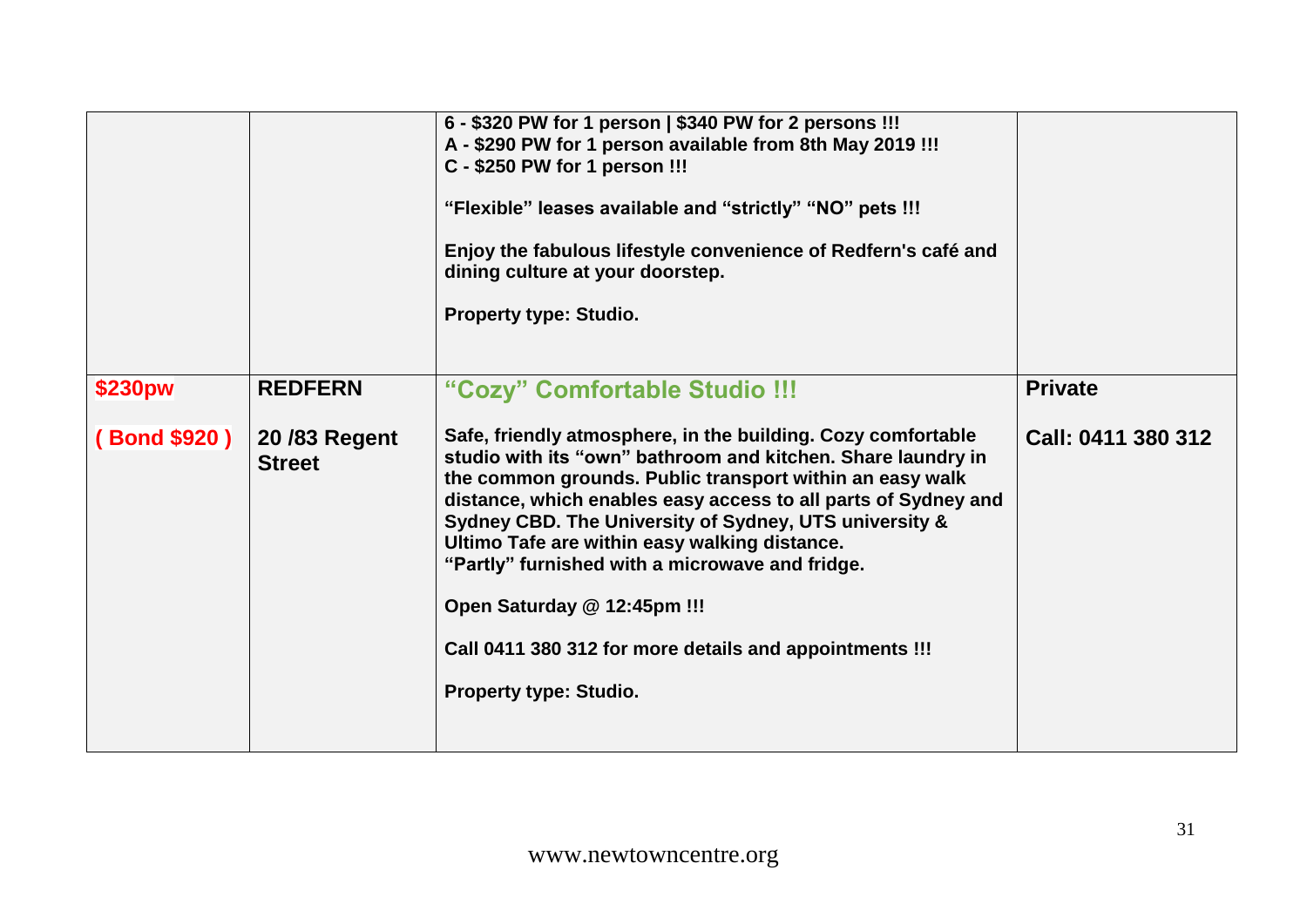| | | | |
|---|---|---|---|
| | | **6 - $320 PW for 1 person \| $340 PW for 2 persons !!!**<br>**A - $290 PW for 1 person available from 8th May 2019 !!!**<br>**C - $250 PW for 1 person !!!**<br><br>**“Flexible” leases available and “strictly” “NO” pets !!!**<br><br>**Enjoy the fabulous lifestyle convenience of Redfern's café and dining culture at your doorstep.**<br><br>**Property type: Studio.** | |
| **$230pw**<br><br>**( Bond $920 )** | **REDFERN**<br><br>**20 /83 Regent Street** | **“Cozy” Comfortable Studio !!!**<br><br>**Safe, friendly atmosphere, in the building. Cozy comfortable studio with its “own” bathroom and kitchen. Share laundry in the common grounds. Public transport within an easy walk distance, which enables easy access to all parts of Sydney and Sydney CBD. The University of Sydney, UTS university & Ultimo Tafe are within easy walking distance.**<br>**“Partly” furnished with a microwave and fridge.**<br><br>**Open Saturday @ 12:45pm !!!**<br><br>**Call 0411 380 312 for more details and appointments !!!**<br><br>**Property type: Studio.** | **Private**<br><br>**Call: 0411 380 312** |

www.newtowncentre.org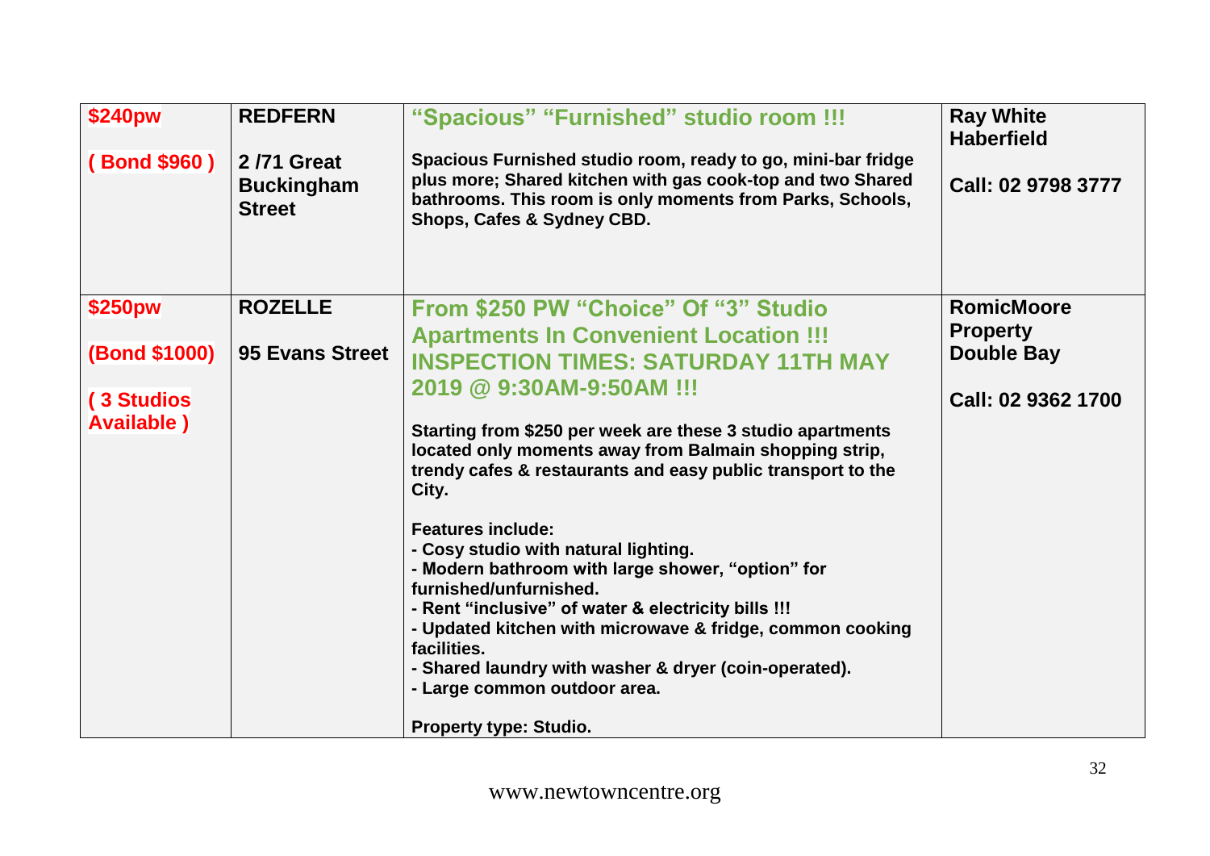| | | | |
|---|---|---|---|
| **$240pw**<br><br>**( Bond $960 )** | **REDFERN**<br><br>**2 /71 Great Buckingham Street** | **“Spacious” “Furnished” studio room !!!**<br><br>**Spacious Furnished studio room, ready to go, mini-bar fridge plus more; Shared kitchen with gas cook-top and two Shared bathrooms. This room is only moments from Parks, Schools, Shops, Cafes & Sydney CBD.** | **Ray White Haberfield**<br><br>**Call: 02 9798 3777** |
| **$250pw**<br><br>**(Bond $1000)**<br><br>**( 3 Studios Available )** | **ROZELLE**<br><br>**95 Evans Street** | **From $250 PW “Choice” Of “3” Studio Apartments In Convenient Location !!! INSPECTION TIMES: SATURDAY 11TH MAY 2019 @ 9:30AM-9:50AM !!!**<br><br>**Starting from $250 per week are these 3 studio apartments located only moments away from Balmain shopping strip, trendy cafes & restaurants and easy public transport to the City.**<br><br>**Features include:**<br>**- Cosy studio with natural lighting.**<br>**- Modern bathroom with large shower, “option” for furnished/unfurnished.**<br>**- Rent “inclusive” of water & electricity bills !!!**<br>**- Updated kitchen with microwave & fridge, common cooking facilities.**<br>**- Shared laundry with washer & dryer (coin-operated).**<br>**- Large common outdoor area.**<br><br>**Property type: Studio.** | **RomicMoore Property Double Bay**<br><br>**Call: 02 9362 1700** |

www.newtowncentre.org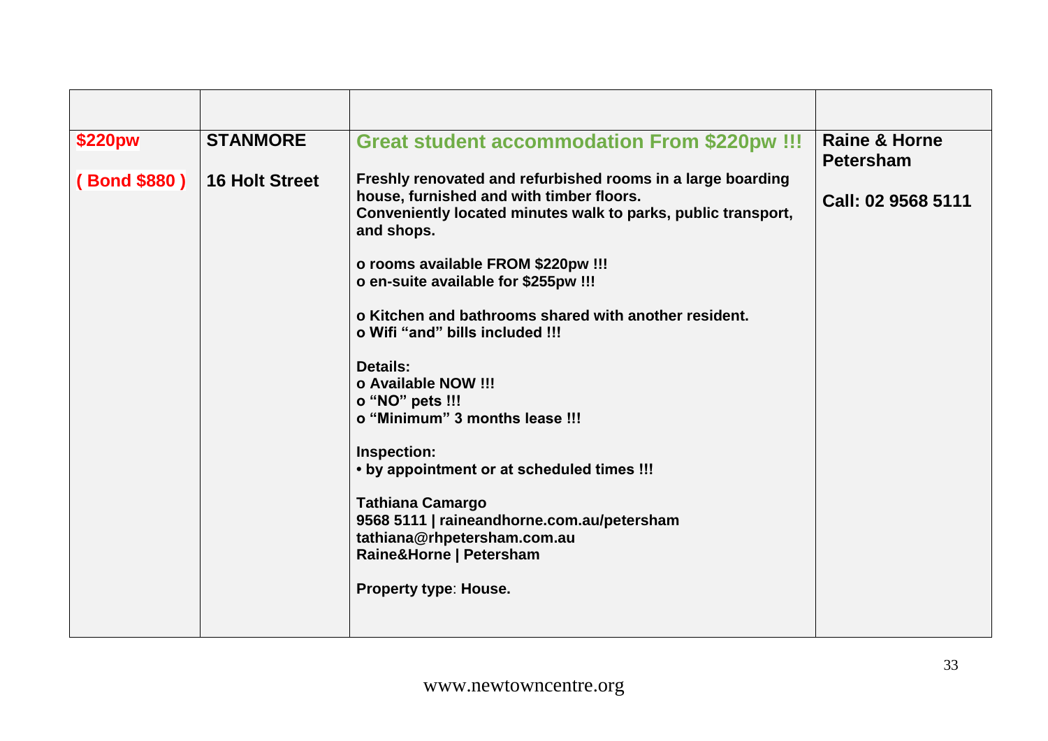| | | | |
|---|---|---|---|
| **$220pw**<br><br>**( Bond $880 )** | **STANMORE**<br><br>**16 Holt Street** | **Great student accommodation From $220pw !!!**<br><br>**Freshly renovated and refurbished rooms in a large boarding house, furnished and with timber floors.**<br>**Conveniently located minutes walk to parks, public transport, and shops.**<br><br>**o rooms available FROM $220pw !!!**<br>**o en-suite available for $255pw !!!**<br><br>**o Kitchen and bathrooms shared with another resident.**<br>**o Wifi "and" bills included !!!**<br><br>**Details:**<br>**o Available NOW !!!**<br>**o "NO" pets !!!**<br>**o "Minimum" 3 months lease !!!**<br><br>**Inspection:**<br>**• by appointment or at scheduled times !!!**<br><br>**Tathiana Camargo**<br>**9568 5111 \| raineandhorne.com.au/petersham**<br>**tathiana@rhpetersham.com.au**<br>**Raine&Horne \| Petersham**<br><br>**Property type: House.** | **Raine & Horne Petersham**<br><br>**Call: 02 9568 5111** |

www.newtowncentre.org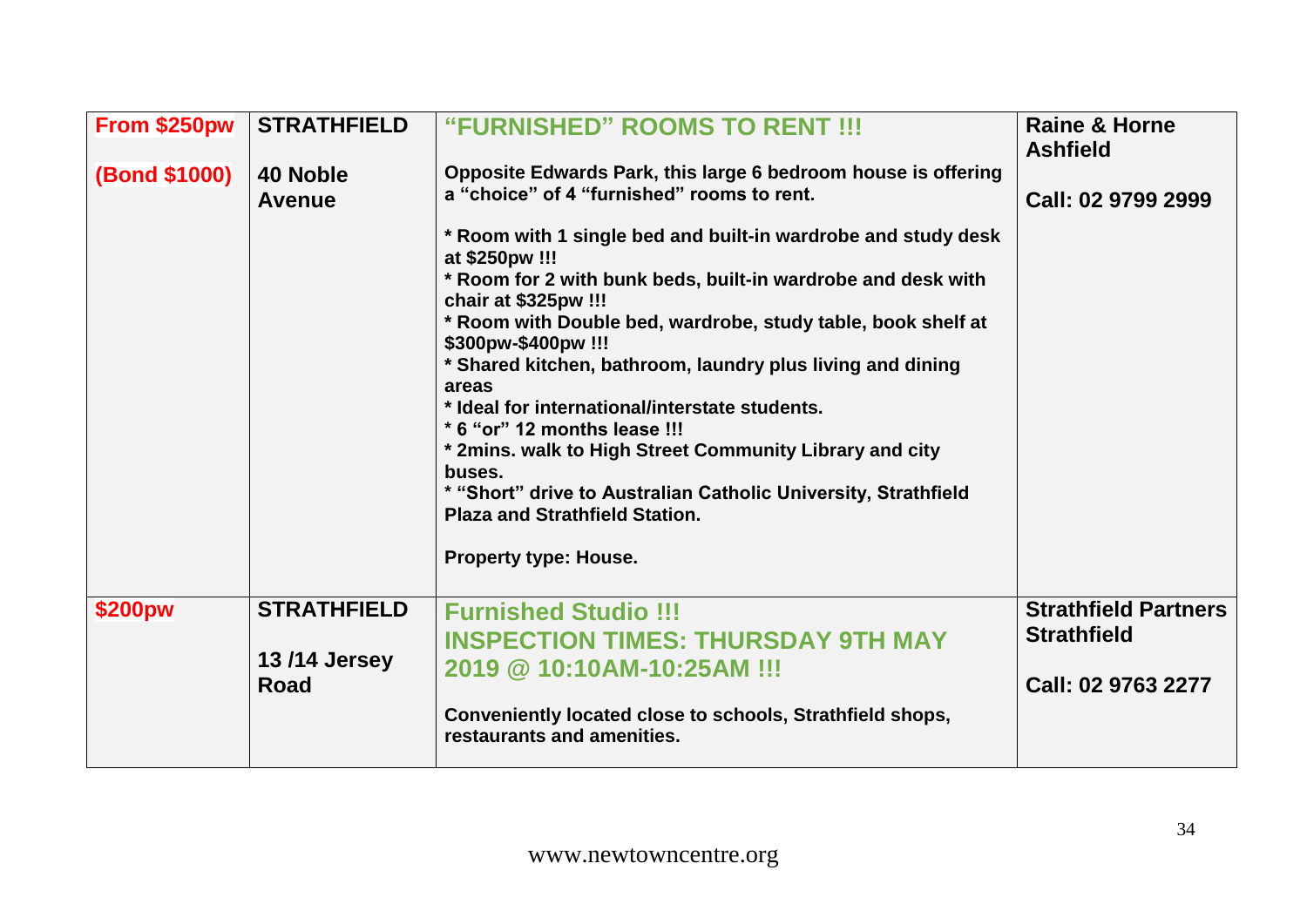| From $250pw<br><br>(Bond $1000) | STRATHFIELD<br><br>40 Noble Avenue | **"FURNISHED" ROOMS TO RENT !!!**<br><br>Opposite Edwards Park, this large 6 bedroom house is offering a "choice" of 4 "furnished" rooms to rent.<br><br>* Room with 1 single bed and built-in wardrobe and study desk at $250pw !!!<br>* Room for 2 with bunk beds, built-in wardrobe and desk with chair at $325pw !!!<br>* Room with Double bed, wardrobe, study table, book shelf at $300pw-$400pw !!!<br>* Shared kitchen, bathroom, laundry plus living and dining areas<br>* Ideal for international/interstate students.<br>* 6 "or" 12 months lease !!!<br>* 2mins. walk to High Street Community Library and city buses.<br>* "Short" drive to Australian Catholic University, Strathfield Plaza and Strathfield Station.<br><br>Property type: House. | Raine & Horne Ashfield<br><br>Call: 02 9799 2999 |
|---|---|---|---|
| $200pw | STRATHFIELD<br><br>13 /14 Jersey Road | **Furnished Studio !!!**<br>**INSPECTION TIMES: THURSDAY 9TH MAY 2019 @ 10:10AM-10:25AM !!!**<br><br>Conveniently located close to schools, Strathfield shops, restaurants and amenities. | Strathfield Partners Strathfield<br><br>Call: 02 9763 2277 |

www.newtowncentre.org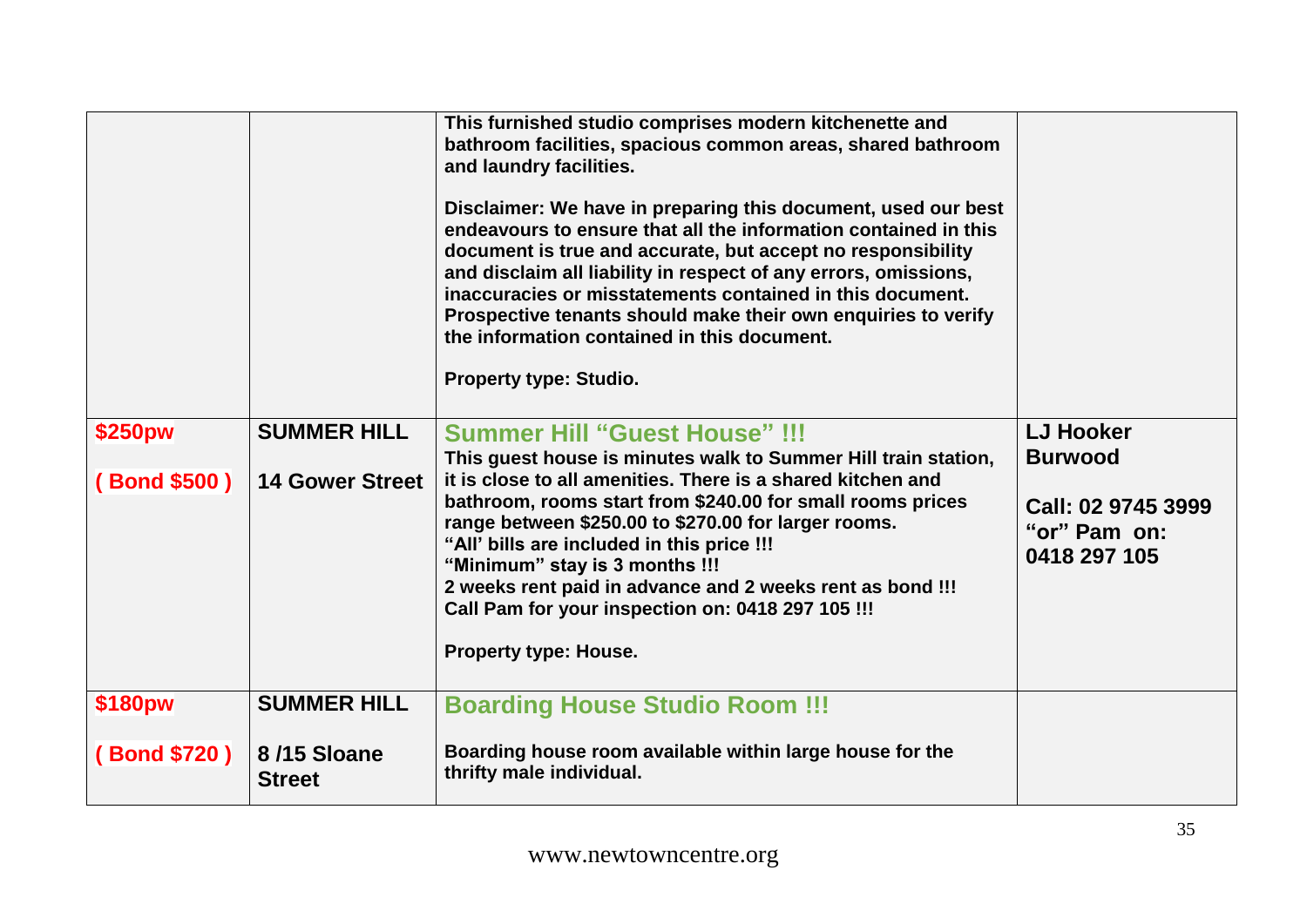| | | | |
|---|---|---|---|
| | | This furnished studio comprises modern kitchenette and bathroom facilities, spacious common areas, shared bathroom and laundry facilities.<br><br>Disclaimer: We have in preparing this document, used our best endeavours to ensure that all the information contained in this document is true and accurate, but accept no responsibility and disclaim all liability in respect of any errors, omissions, inaccuracies or misstatements contained in this document. Prospective tenants should make their own enquiries to verify the information contained in this document.<br><br>Property type: Studio. | |
| **$250pw**<br><br>**( Bond $500 )** | **SUMMER HILL**<br><br>**14 Gower Street** | **Summer Hill "Guest House" !!!**<br>This guest house is minutes walk to Summer Hill train station, it is close to all amenities. There is a shared kitchen and bathroom, rooms start from $240.00 for small rooms prices range between $250.00 to $270.00 for larger rooms.<br>"All' bills are included in this price !!!<br>"Minimum" stay is 3 months !!!<br>2 weeks rent paid in advance and 2 weeks rent as bond !!!<br>Call Pam for your inspection on: 0418 297 105 !!!<br><br>Property type: House. | **LJ Hooker Burwood**<br><br>**Call: 02 9745 3999 "or" Pam on: 0418 297 105** |
| **$180pw**<br><br>**( Bond $720 )** | **SUMMER HILL**<br><br>**8 /15 Sloane Street** | **Boarding House Studio Room !!!**<br><br>Boarding house room available within large house for the thrifty male individual. | |

www.newtowncentre.org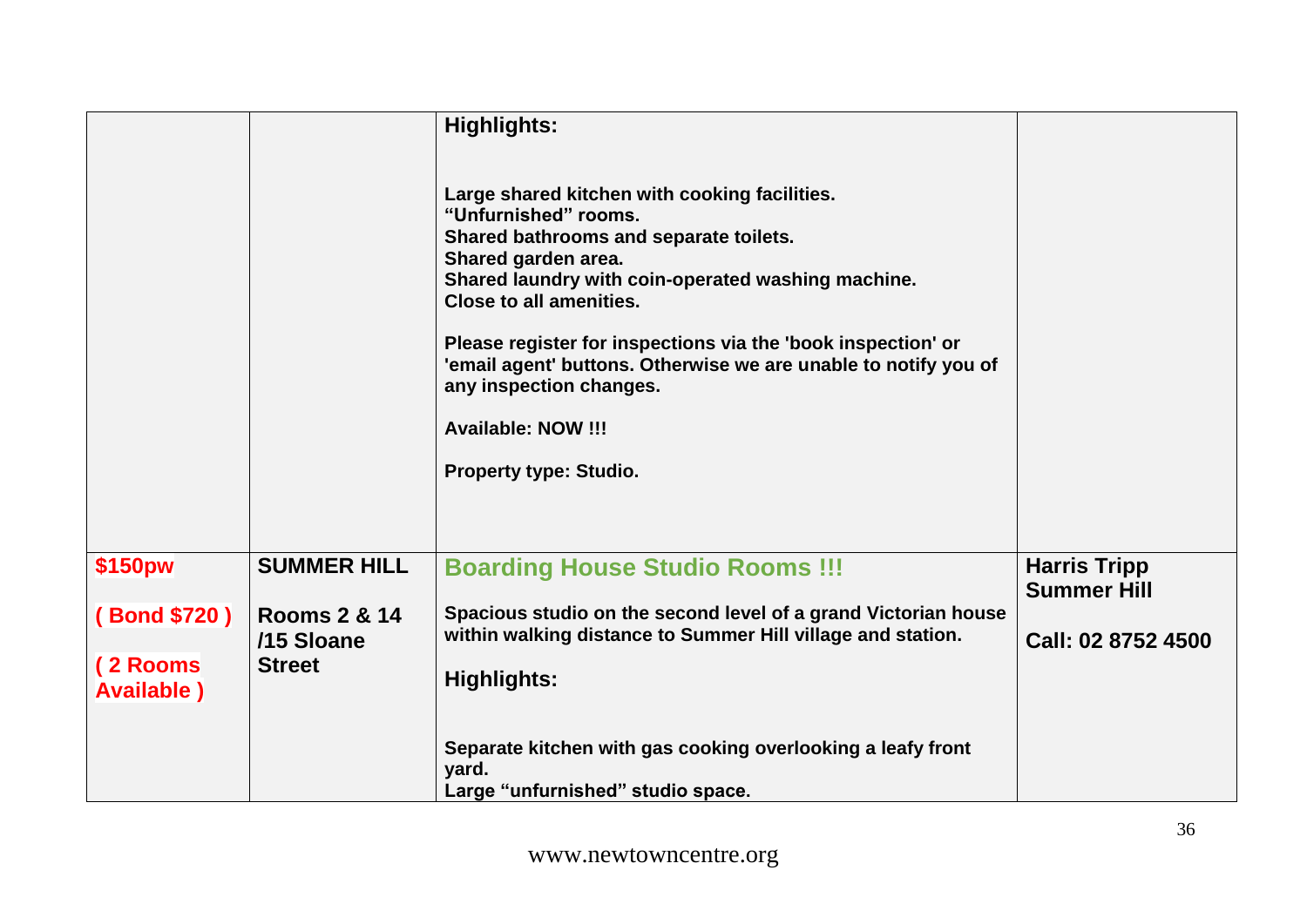| | | | |
|---|---|---|---|
| | | **Highlights:**<br><br>**Large shared kitchen with cooking facilities.**<br>**"Unfurnished" rooms.**<br>**Shared bathrooms and separate toilets.**<br>**Shared garden area.**<br>**Shared laundry with coin-operated washing machine.**<br>**Close to all amenities.**<br><br>**Please register for inspections via the 'book inspection' or 'email agent' buttons. Otherwise we are unable to notify you of any inspection changes.**<br><br>**Available: NOW !!!**<br><br>**Property type: Studio.** | |
| **$150pw**<br><br>**( Bond $720 )**<br><br>**( 2 Rooms Available )** | **SUMMER HILL**<br><br>**Rooms 2 & 14 /15 Sloane Street** | **Boarding House Studio Rooms !!!**<br><br>**Spacious studio on the second level of a grand Victorian house within walking distance to Summer Hill village and station.**<br><br>**Highlights:**<br><br>**Separate kitchen with gas cooking overlooking a leafy front yard.**<br>**Large "unfurnished" studio space.** | **Harris Tripp Summer Hill**<br><br>**Call: 02 8752 4500** |

www.newtowncentre.org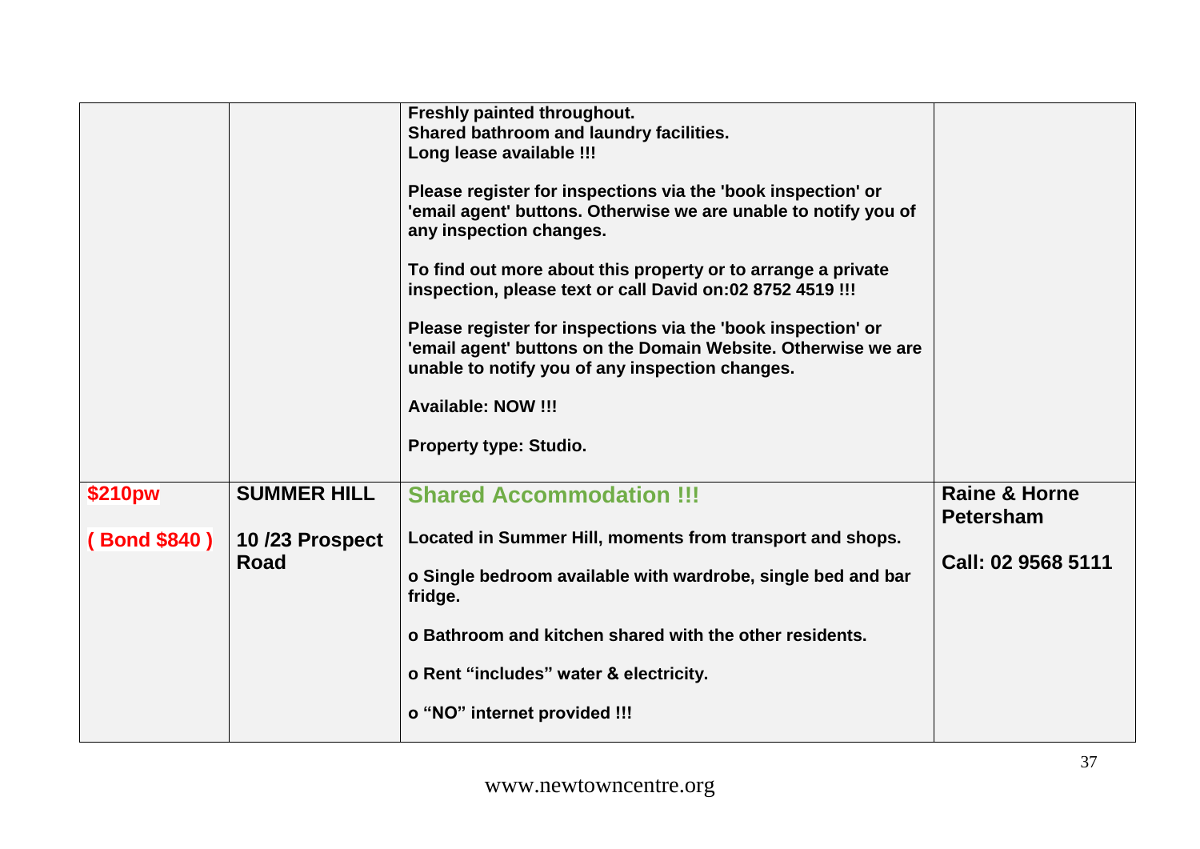| | | | |
|---|---|---|---|
| | | **Freshly painted throughout.**<br>**Shared bathroom and laundry facilities.**<br>**Long lease available !!!**<br><br>**Please register for inspections via the 'book inspection' or 'email agent' buttons. Otherwise we are unable to notify you of any inspection changes.**<br><br>**To find out more about this property or to arrange a private inspection, please text or call David on:02 8752 4519 !!!**<br><br>**Please register for inspections via the 'book inspection' or 'email agent' buttons on the Domain Website. Otherwise we are unable to notify you of any inspection changes.**<br><br>**Available: NOW !!!**<br><br>**Property type: Studio.** | |
| **$210pw**<br><br>**( Bond $840 )** | **SUMMER HILL**<br><br>**10 /23 Prospect Road** | **Shared Accommodation !!!**<br><br>**Located in Summer Hill, moments from transport and shops.**<br><br>**o Single bedroom available with wardrobe, single bed and bar fridge.**<br><br>**o Bathroom and kitchen shared with the other residents.**<br><br>**o Rent "includes" water & electricity.**<br><br>**o "NO" internet provided !!!** | **Raine & Horne Petersham**<br><br>**Call: 02 9568 5111** |

www.newtowncentre.org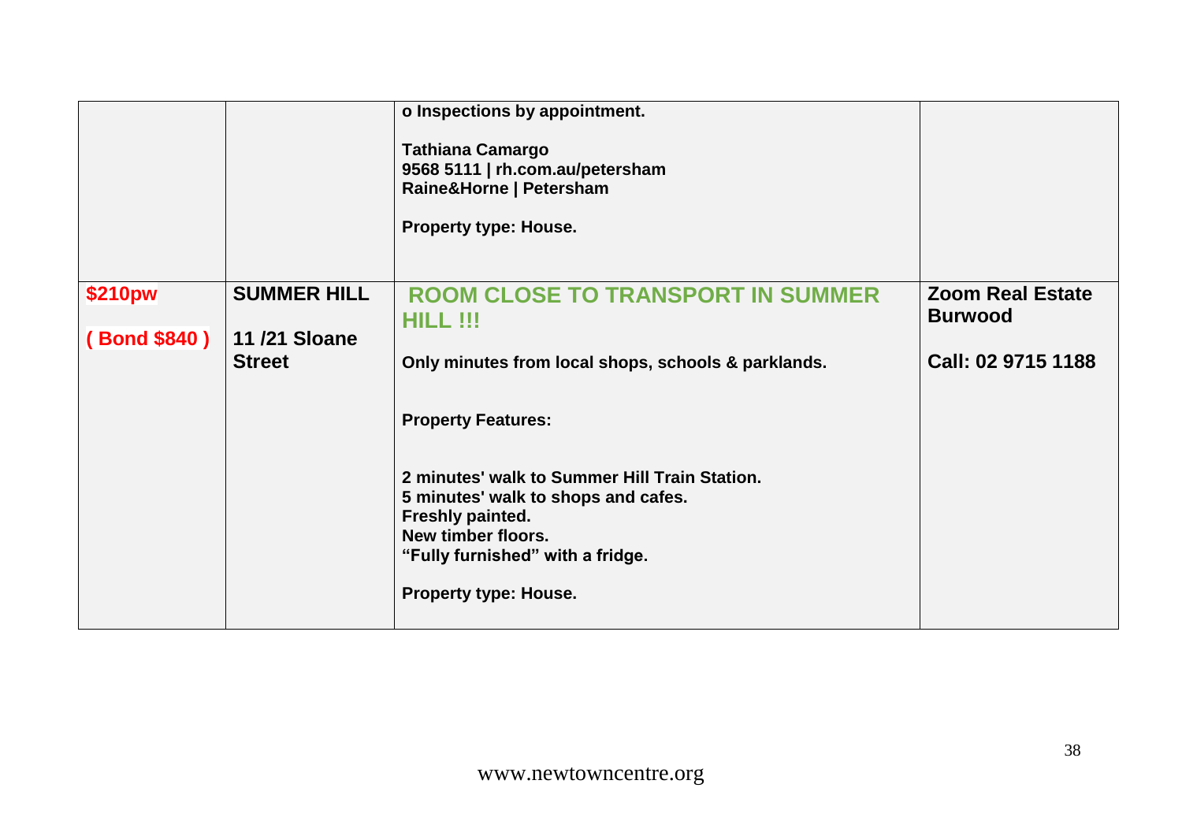| | | | |
|---|---|---|---|
| | | o Inspections by appointment.<br><br>Tathiana Camargo<br>9568 5111 \| rh.com.au/petersham<br>Raine&Horne \| Petersham<br><br>Property type: House. | |
| **$210pw**<br><br>**( Bond $840 )** | **SUMMER HILL**<br><br>**11 /21 Sloane Street** | **ROOM CLOSE TO TRANSPORT IN SUMMER HILL !!!**<br><br>**Only minutes from local shops, schools & parklands.**<br><br>**Property Features:**<br><br>**2 minutes' walk to Summer Hill Train Station.**<br>**5 minutes' walk to shops and cafes.**<br>**Freshly painted.**<br>**New timber floors.**<br>**"Fully furnished" with a fridge.**<br><br>**Property type: House.** | **Zoom Real Estate Burwood**<br><br>**Call: 02 9715 1188** |

www.newtowncentre.org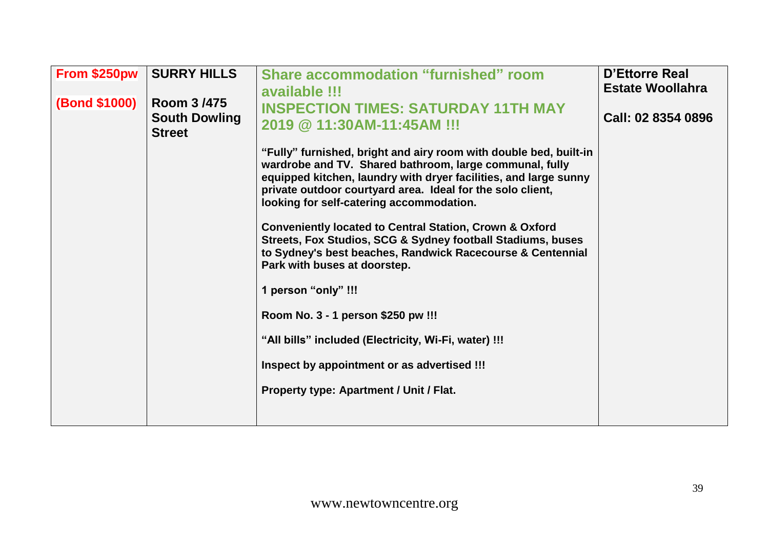| From $250pw (Bond $1000) | SURRY HILLS Room 3 /475 South Dowling Street | Share accommodation "furnished" room available !!! INSPECTION TIMES: SATURDAY 11TH MAY 2019 @ 11:30AM-11:45AM !!! | D'Ettorre Real Estate Woollahra Call: 02 8354 0896 |
|---|---|---|---|
| | | "Fully" furnished, bright and airy room with double bed, built-in wardrobe and TV. Shared bathroom, large communal, fully equipped kitchen, laundry with dryer facilities, and large sunny private outdoor courtyard area. Ideal for the solo client, looking for self-catering accommodation.<br><br>Conveniently located to Central Station, Crown & Oxford Streets, Fox Studios, SCG & Sydney football Stadiums, buses to Sydney's best beaches, Randwick Racecourse & Centennial Park with buses at doorstep.<br><br>1 person "only" !!!<br><br>Room No. 3 - 1 person $250 pw !!!<br><br>"All bills" included (Electricity, Wi-Fi, water) !!!<br><br>Inspect by appointment or as advertised !!!<br><br>Property type: Apartment / Unit / Flat. | |

www.newtowncentre.org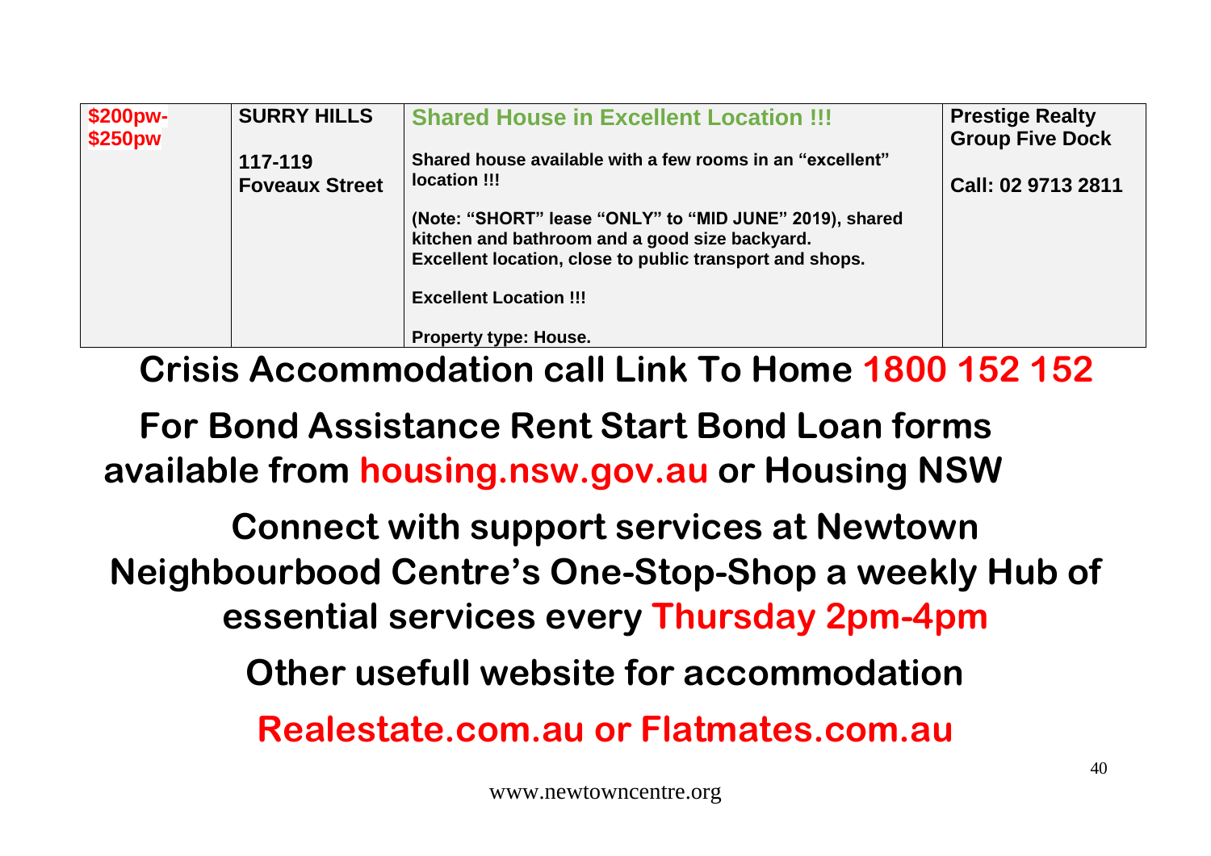| | | | |
|---|---|---|---|
| **$200pw-$250pw** | **SURRY HILLS**<br><br>**117-119 Foveaux Street** | **Shared House in Excellent Location !!!**<br><br>**Shared house available with a few rooms in an "excellent" location !!!**<br><br>**(Note: "SHORT" lease "ONLY" to "MID JUNE" 2019), shared kitchen and bathroom and a good size backyard. Excellent location, close to public transport and shops.**<br><br>**Excellent Location !!!**<br><br>**Property type: House.** | **Prestige Realty Group Five Dock**<br><br>**Call: 02 9713 2811** |

**Crisis Accommodation call Link To Home 1800 152 152**

**For Bond Assistance Rent Start Bond Loan forms available from housing.nsw.gov.au or Housing NSW**

**Connect with support services at Newtown Neighbourbood Centre's One-Stop-Shop a weekly Hub of essential services every Thursday 2pm-4pm**

**Other usefull website for accommodation**

**Realestate.com.au or Flatmates.com.au**

www.newtowncentre.org